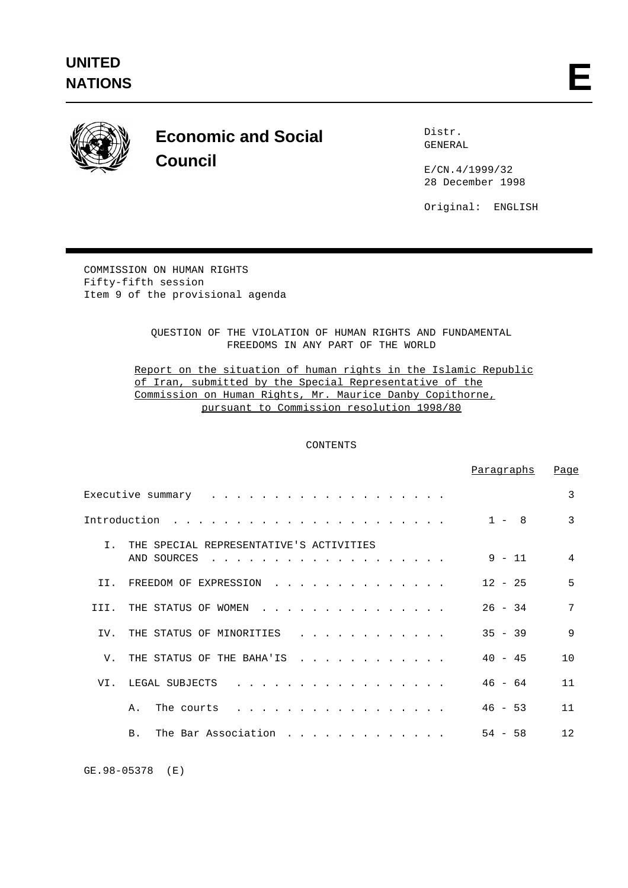**UNITED NATIONS**

**E**

# Economic and Social Council

Distr.
GENERAL

E/CN.4/1999/32
28 December 1998

Original: ENGLISH

COMMISSION ON HUMAN RIGHTS
Fifty-fifth session
Item 9 of the provisional agenda

QUESTION OF THE VIOLATION OF HUMAN RIGHTS AND FUNDAMENTAL FREEDOMS IN ANY PART OF THE WORLD

Report on the situation of human rights in the Islamic Republic of Iran, submitted by the Special Representative of the Commission on Human Rights, Mr. Maurice Danby Copithorne, pursuant to Commission resolution 1998/80

CONTENTS

| | Paragraphs | Page |
|---|---|---|
| Executive summary | | 3 |
| Introduction | 1 - 8 | 3 |
| I. THE SPECIAL REPRESENTATIVE'S ACTIVITIES AND SOURCES | 9 - 11 | 4 |
| II. FREEDOM OF EXPRESSION | 12 - 25 | 5 |
| III. THE STATUS OF WOMEN | 26 - 34 | 7 |
| IV. THE STATUS OF MINORITIES | 35 - 39 | 9 |
| V. THE STATUS OF THE BAHA'IS | 40 - 45 | 10 |
| VI. LEGAL SUBJECTS | 46 - 64 | 11 |
| A. The courts | 46 - 53 | 11 |
| B. The Bar Association | 54 - 58 | 12 |

GE.98-05378 (E)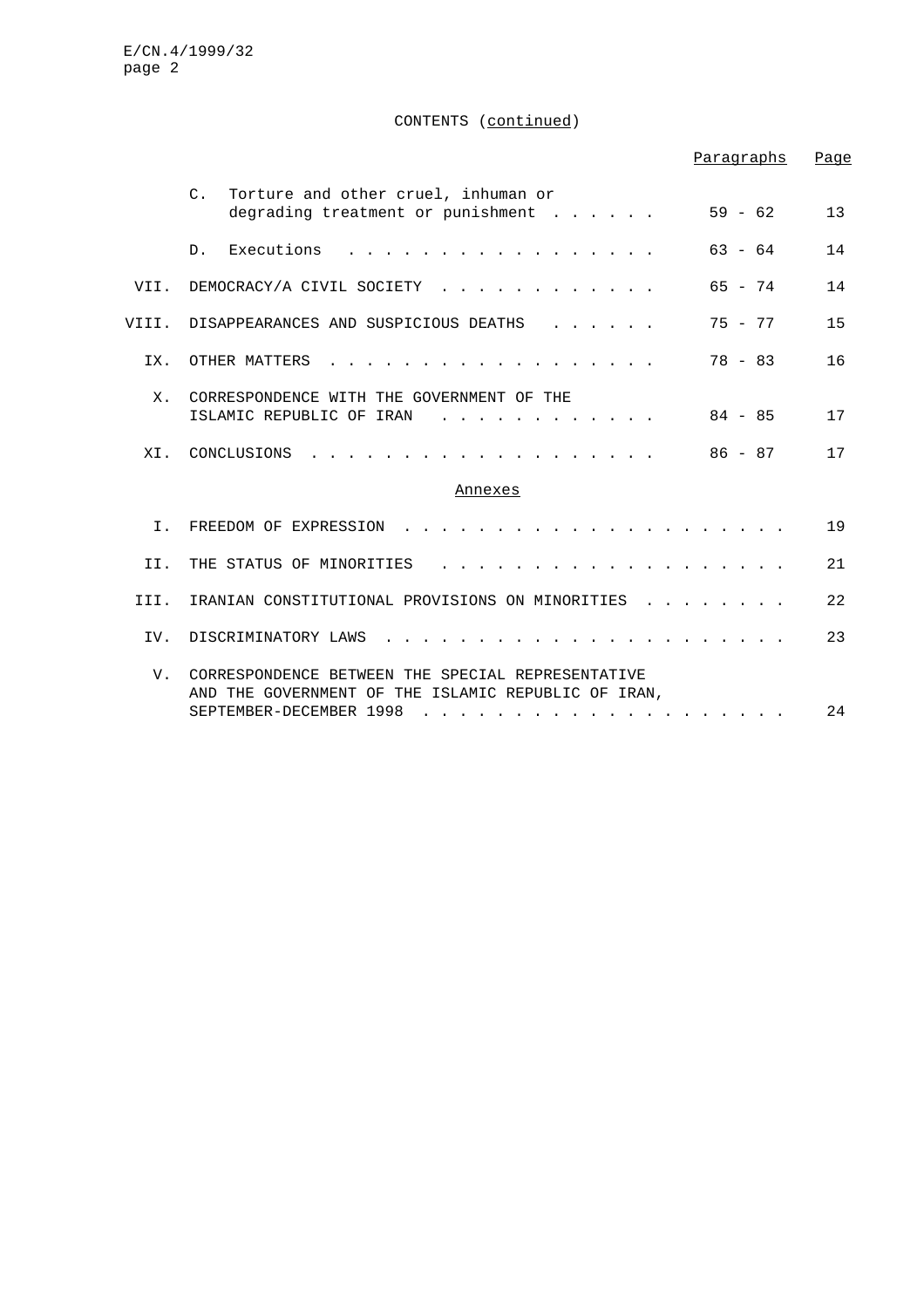CONTENTS (continued)

| | | Paragraphs | Page |
|---|---|---|---|
| | C. Torture and other cruel, inhuman or degrading treatment or punishment | 59 - 62 | 13 |
| | D. Executions | 63 - 64 | 14 |
| VII. | DEMOCRACY/A CIVIL SOCIETY | 65 - 74 | 14 |
| VIII. | DISAPPEARANCES AND SUSPICIOUS DEATHS | 75 - 77 | 15 |
| IX. | OTHER MATTERS | 78 - 83 | 16 |
| X. | CORRESPONDENCE WITH THE GOVERNMENT OF THE ISLAMIC REPUBLIC OF IRAN | 84 - 85 | 17 |
| XI. | CONCLUSIONS | 86 - 87 | 17 |

Annexes

| | | Page |
|---|---|---|
| I. | FREEDOM OF EXPRESSION | 19 |
| II. | THE STATUS OF MINORITIES | 21 |
| III. | IRANIAN CONSTITUTIONAL PROVISIONS ON MINORITIES | 22 |
| IV. | DISCRIMINATORY LAWS | 23 |
| V. | CORRESPONDENCE BETWEEN THE SPECIAL REPRESENTATIVE AND THE GOVERNMENT OF THE ISLAMIC REPUBLIC OF IRAN, SEPTEMBER-DECEMBER 1998 | 24 |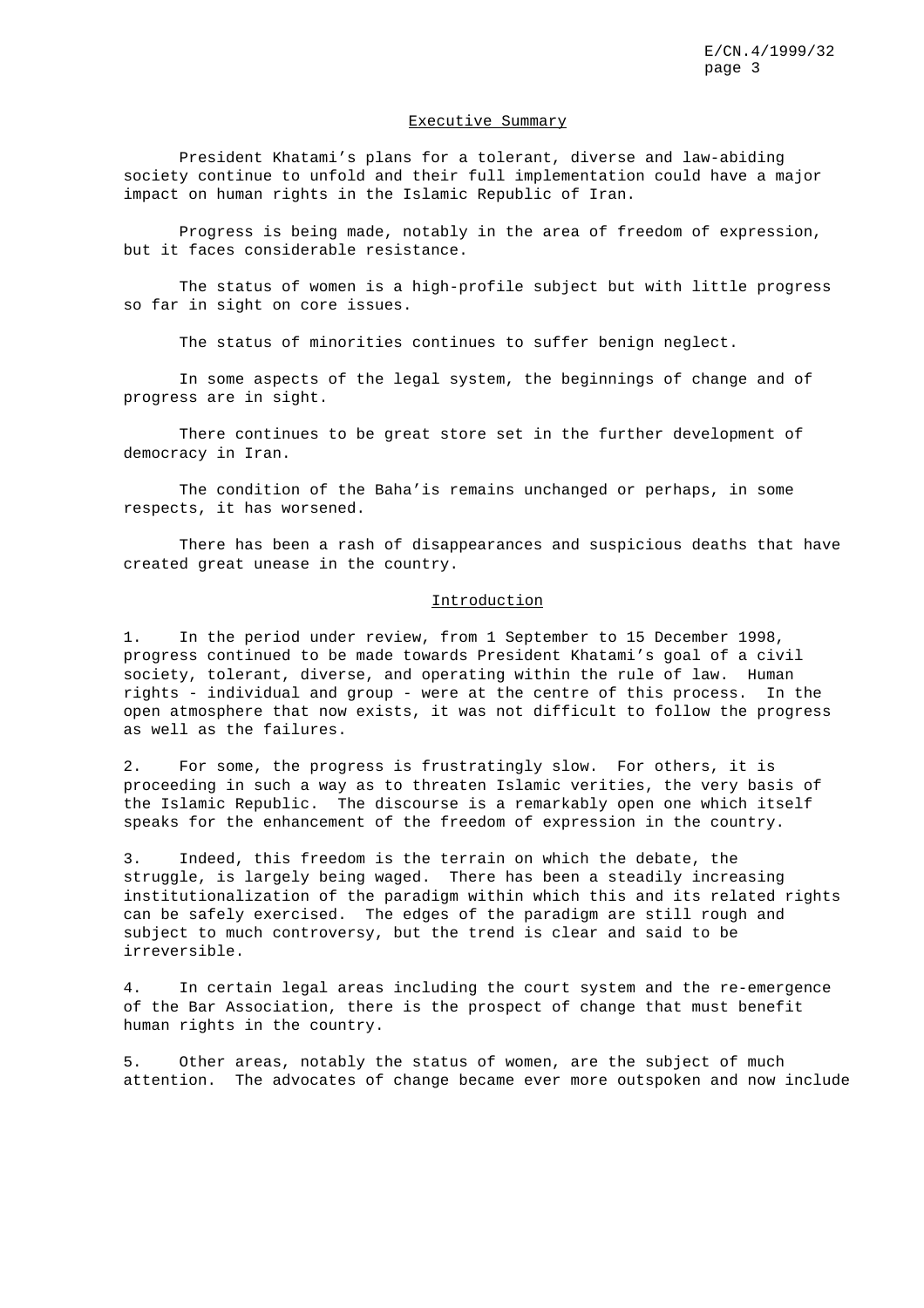## Executive Summary

President Khatami's plans for a tolerant, diverse and law-abiding society continue to unfold and their full implementation could have a major impact on human rights in the Islamic Republic of Iran.

Progress is being made, notably in the area of freedom of expression, but it faces considerable resistance.

The status of women is a high-profile subject but with little progress so far in sight on core issues.

The status of minorities continues to suffer benign neglect.

In some aspects of the legal system, the beginnings of change and of progress are in sight.

There continues to be great store set in the further development of democracy in Iran.

The condition of the Baha'is remains unchanged or perhaps, in some respects, it has worsened.

There has been a rash of disappearances and suspicious deaths that have created great unease in the country.

## Introduction

1. In the period under review, from 1 September to 15 December 1998, progress continued to be made towards President Khatami's goal of a civil society, tolerant, diverse, and operating within the rule of law. Human rights - individual and group - were at the centre of this process. In the open atmosphere that now exists, it was not difficult to follow the progress as well as the failures.

2. For some, the progress is frustratingly slow. For others, it is proceeding in such a way as to threaten Islamic verities, the very basis of the Islamic Republic. The discourse is a remarkably open one which itself speaks for the enhancement of the freedom of expression in the country.

3. Indeed, this freedom is the terrain on which the debate, the struggle, is largely being waged. There has been a steadily increasing institutionalization of the paradigm within which this and its related rights can be safely exercised. The edges of the paradigm are still rough and subject to much controversy, but the trend is clear and said to be irreversible.

4. In certain legal areas including the court system and the re-emergence of the Bar Association, there is the prospect of change that must benefit human rights in the country.

5. Other areas, notably the status of women, are the subject of much attention. The advocates of change became ever more outspoken and now include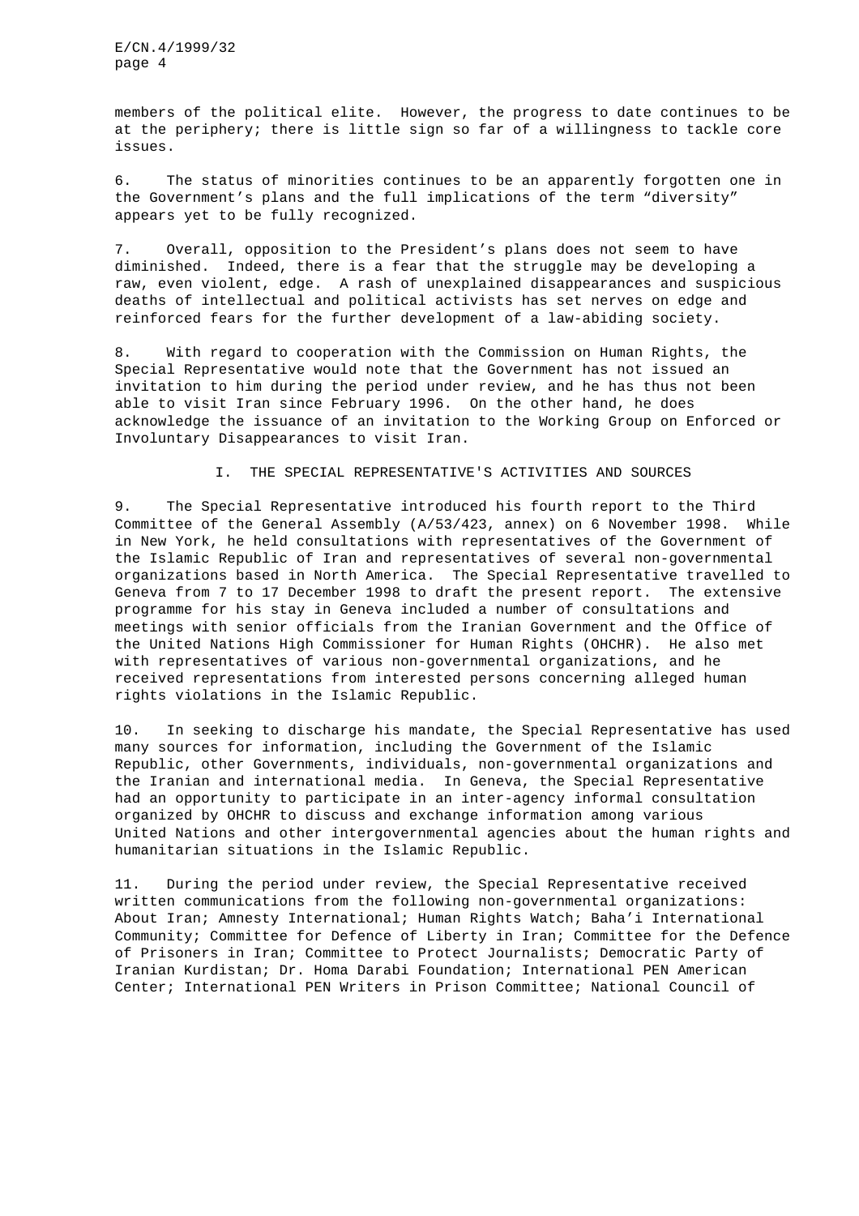members of the political elite. However, the progress to date continues to be at the periphery; there is little sign so far of a willingness to tackle core issues.

6. The status of minorities continues to be an apparently forgotten one in the Government's plans and the full implications of the term "diversity" appears yet to be fully recognized.

7. Overall, opposition to the President's plans does not seem to have diminished. Indeed, there is a fear that the struggle may be developing a raw, even violent, edge. A rash of unexplained disappearances and suspicious deaths of intellectual and political activists has set nerves on edge and reinforced fears for the further development of a law-abiding society.

8. With regard to cooperation with the Commission on Human Rights, the Special Representative would note that the Government has not issued an invitation to him during the period under review, and he has thus not been able to visit Iran since February 1996. On the other hand, he does acknowledge the issuance of an invitation to the Working Group on Enforced or Involuntary Disappearances to visit Iran.

## I. THE SPECIAL REPRESENTATIVE'S ACTIVITIES AND SOURCES

9. The Special Representative introduced his fourth report to the Third Committee of the General Assembly (A/53/423, annex) on 6 November 1998. While in New York, he held consultations with representatives of the Government of the Islamic Republic of Iran and representatives of several non-governmental organizations based in North America. The Special Representative travelled to Geneva from 7 to 17 December 1998 to draft the present report. The extensive programme for his stay in Geneva included a number of consultations and meetings with senior officials from the Iranian Government and the Office of the United Nations High Commissioner for Human Rights (OHCHR). He also met with representatives of various non-governmental organizations, and he received representations from interested persons concerning alleged human rights violations in the Islamic Republic.

10. In seeking to discharge his mandate, the Special Representative has used many sources for information, including the Government of the Islamic Republic, other Governments, individuals, non-governmental organizations and the Iranian and international media. In Geneva, the Special Representative had an opportunity to participate in an inter-agency informal consultation organized by OHCHR to discuss and exchange information among various United Nations and other intergovernmental agencies about the human rights and humanitarian situations in the Islamic Republic.

11. During the period under review, the Special Representative received written communications from the following non-governmental organizations: About Iran; Amnesty International; Human Rights Watch; Baha'i International Community; Committee for Defence of Liberty in Iran; Committee for the Defence of Prisoners in Iran; Committee to Protect Journalists; Democratic Party of Iranian Kurdistan; Dr. Homa Darabi Foundation; International PEN American Center; International PEN Writers in Prison Committee; National Council of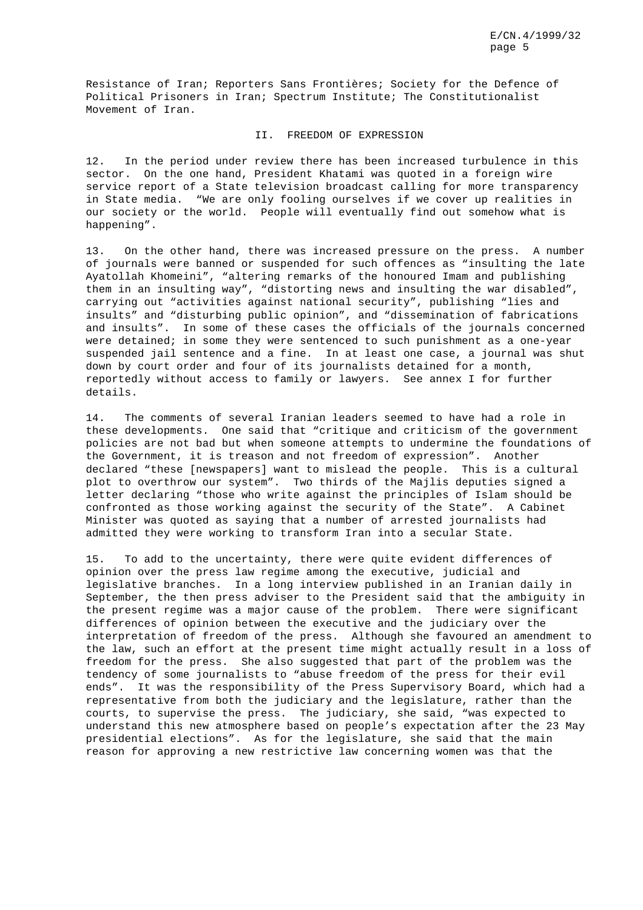Resistance of Iran; Reporters Sans Frontières; Society for the Defence of Political Prisoners in Iran; Spectrum Institute; The Constitutionalist Movement of Iran.

## II. FREEDOM OF EXPRESSION

12. In the period under review there has been increased turbulence in this sector. On the one hand, President Khatami was quoted in a foreign wire service report of a State television broadcast calling for more transparency in State media. "We are only fooling ourselves if we cover up realities in our society or the world. People will eventually find out somehow what is happening".

13. On the other hand, there was increased pressure on the press. A number of journals were banned or suspended for such offences as "insulting the late Ayatollah Khomeini", "altering remarks of the honoured Imam and publishing them in an insulting way", "distorting news and insulting the war disabled", carrying out "activities against national security", publishing "lies and insults" and "disturbing public opinion", and "dissemination of fabrications and insults". In some of these cases the officials of the journals concerned were detained; in some they were sentenced to such punishment as a one-year suspended jail sentence and a fine. In at least one case, a journal was shut down by court order and four of its journalists detained for a month, reportedly without access to family or lawyers. See annex I for further details.

14. The comments of several Iranian leaders seemed to have had a role in these developments. One said that "critique and criticism of the government policies are not bad but when someone attempts to undermine the foundations of the Government, it is treason and not freedom of expression". Another declared "these [newspapers] want to mislead the people. This is a cultural plot to overthrow our system". Two thirds of the Majlis deputies signed a letter declaring "those who write against the principles of Islam should be confronted as those working against the security of the State". A Cabinet Minister was quoted as saying that a number of arrested journalists had admitted they were working to transform Iran into a secular State.

15. To add to the uncertainty, there were quite evident differences of opinion over the press law regime among the executive, judicial and legislative branches. In a long interview published in an Iranian daily in September, the then press adviser to the President said that the ambiguity in the present regime was a major cause of the problem. There were significant differences of opinion between the executive and the judiciary over the interpretation of freedom of the press. Although she favoured an amendment to the law, such an effort at the present time might actually result in a loss of freedom for the press. She also suggested that part of the problem was the tendency of some journalists to "abuse freedom of the press for their evil ends". It was the responsibility of the Press Supervisory Board, which had a representative from both the judiciary and the legislature, rather than the courts, to supervise the press. The judiciary, she said, "was expected to understand this new atmosphere based on people's expectation after the 23 May presidential elections". As for the legislature, she said that the main reason for approving a new restrictive law concerning women was that the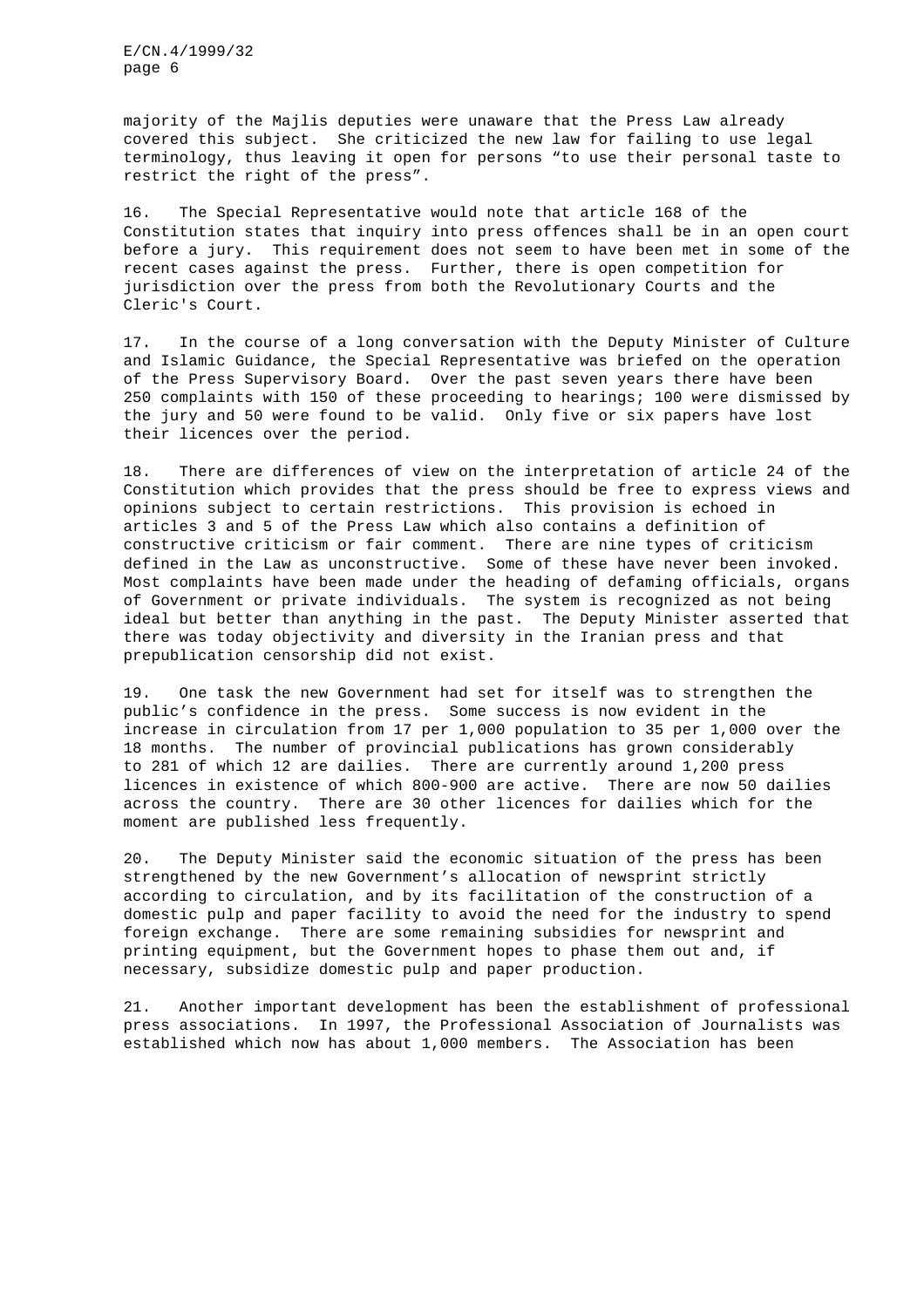majority of the Majlis deputies were unaware that the Press Law already covered this subject. She criticized the new law for failing to use legal terminology, thus leaving it open for persons "to use their personal taste to restrict the right of the press".

16. The Special Representative would note that article 168 of the Constitution states that inquiry into press offences shall be in an open court before a jury. This requirement does not seem to have been met in some of the recent cases against the press. Further, there is open competition for jurisdiction over the press from both the Revolutionary Courts and the Cleric's Court.

17. In the course of a long conversation with the Deputy Minister of Culture and Islamic Guidance, the Special Representative was briefed on the operation of the Press Supervisory Board. Over the past seven years there have been 250 complaints with 150 of these proceeding to hearings; 100 were dismissed by the jury and 50 were found to be valid. Only five or six papers have lost their licences over the period.

18. There are differences of view on the interpretation of article 24 of the Constitution which provides that the press should be free to express views and opinions subject to certain restrictions. This provision is echoed in articles 3 and 5 of the Press Law which also contains a definition of constructive criticism or fair comment. There are nine types of criticism defined in the Law as unconstructive. Some of these have never been invoked. Most complaints have been made under the heading of defaming officials, organs of Government or private individuals. The system is recognized as not being ideal but better than anything in the past. The Deputy Minister asserted that there was today objectivity and diversity in the Iranian press and that prepublication censorship did not exist.

19. One task the new Government had set for itself was to strengthen the public's confidence in the press. Some success is now evident in the increase in circulation from 17 per 1,000 population to 35 per 1,000 over the 18 months. The number of provincial publications has grown considerably to 281 of which 12 are dailies. There are currently around 1,200 press licences in existence of which 800-900 are active. There are now 50 dailies across the country. There are 30 other licences for dailies which for the moment are published less frequently.

20. The Deputy Minister said the economic situation of the press has been strengthened by the new Government's allocation of newsprint strictly according to circulation, and by its facilitation of the construction of a domestic pulp and paper facility to avoid the need for the industry to spend foreign exchange. There are some remaining subsidies for newsprint and printing equipment, but the Government hopes to phase them out and, if necessary, subsidize domestic pulp and paper production.

21. Another important development has been the establishment of professional press associations. In 1997, the Professional Association of Journalists was established which now has about 1,000 members. The Association has been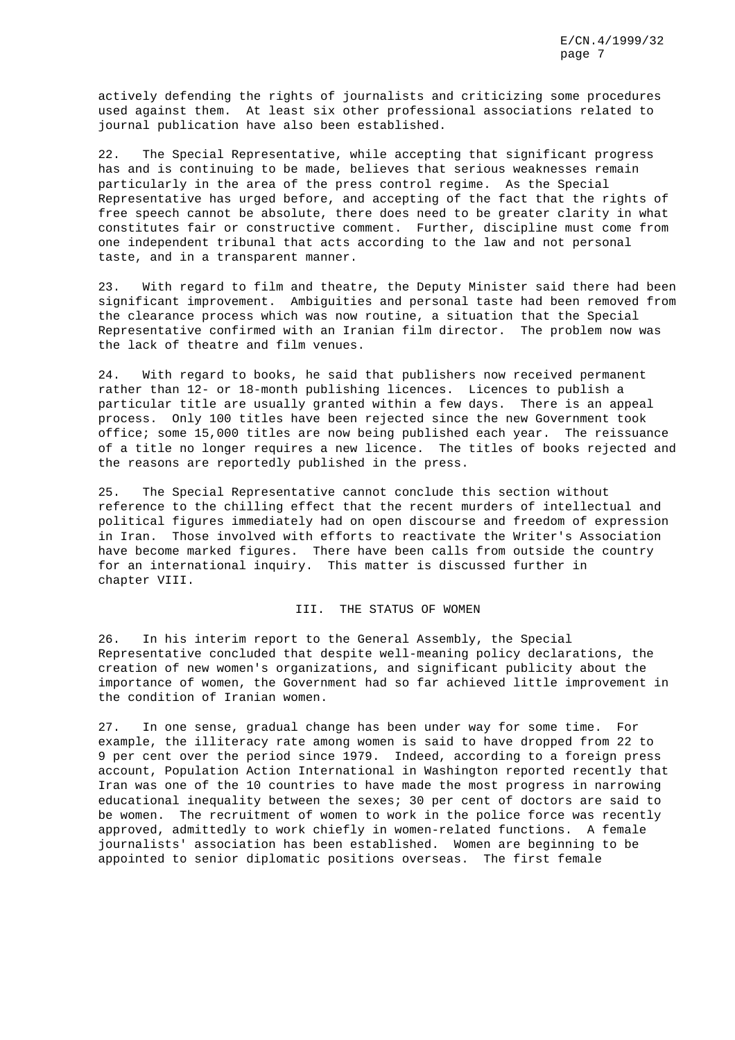actively defending the rights of journalists and criticizing some procedures used against them. At least six other professional associations related to journal publication have also been established.

22. The Special Representative, while accepting that significant progress has and is continuing to be made, believes that serious weaknesses remain particularly in the area of the press control regime. As the Special Representative has urged before, and accepting of the fact that the rights of free speech cannot be absolute, there does need to be greater clarity in what constitutes fair or constructive comment. Further, discipline must come from one independent tribunal that acts according to the law and not personal taste, and in a transparent manner.

23. With regard to film and theatre, the Deputy Minister said there had been significant improvement. Ambiguities and personal taste had been removed from the clearance process which was now routine, a situation that the Special Representative confirmed with an Iranian film director. The problem now was the lack of theatre and film venues.

24. With regard to books, he said that publishers now received permanent rather than 12- or 18-month publishing licences. Licences to publish a particular title are usually granted within a few days. There is an appeal process. Only 100 titles have been rejected since the new Government took office; some 15,000 titles are now being published each year. The reissuance of a title no longer requires a new licence. The titles of books rejected and the reasons are reportedly published in the press.

25. The Special Representative cannot conclude this section without reference to the chilling effect that the recent murders of intellectual and political figures immediately had on open discourse and freedom of expression in Iran. Those involved with efforts to reactivate the Writer's Association have become marked figures. There have been calls from outside the country for an international inquiry. This matter is discussed further in chapter VIII.

## III. THE STATUS OF WOMEN

26. In his interim report to the General Assembly, the Special Representative concluded that despite well-meaning policy declarations, the creation of new women's organizations, and significant publicity about the importance of women, the Government had so far achieved little improvement in the condition of Iranian women.

27. In one sense, gradual change has been under way for some time. For example, the illiteracy rate among women is said to have dropped from 22 to 9 per cent over the period since 1979. Indeed, according to a foreign press account, Population Action International in Washington reported recently that Iran was one of the 10 countries to have made the most progress in narrowing educational inequality between the sexes; 30 per cent of doctors are said to be women. The recruitment of women to work in the police force was recently approved, admittedly to work chiefly in women-related functions. A female journalists' association has been established. Women are beginning to be appointed to senior diplomatic positions overseas. The first female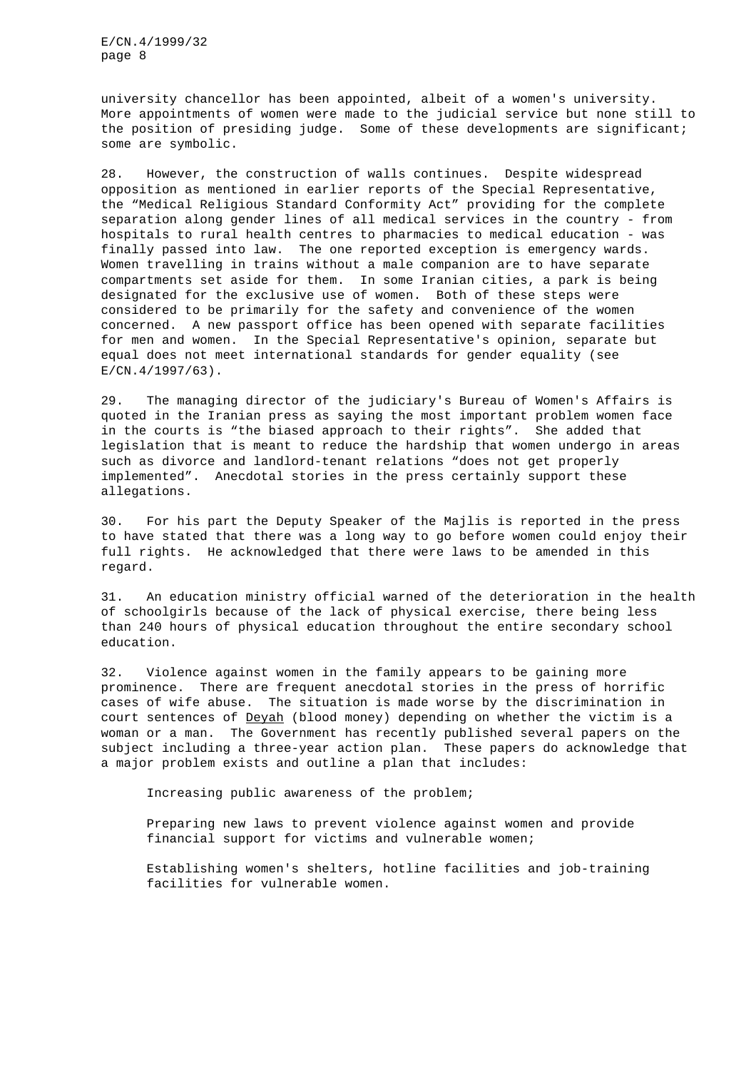university chancellor has been appointed, albeit of a women's university. More appointments of women were made to the judicial service but none still to the position of presiding judge. Some of these developments are significant; some are symbolic.

28. However, the construction of walls continues. Despite widespread opposition as mentioned in earlier reports of the Special Representative, the "Medical Religious Standard Conformity Act" providing for the complete separation along gender lines of all medical services in the country - from hospitals to rural health centres to pharmacies to medical education - was finally passed into law. The one reported exception is emergency wards. Women travelling in trains without a male companion are to have separate compartments set aside for them. In some Iranian cities, a park is being designated for the exclusive use of women. Both of these steps were considered to be primarily for the safety and convenience of the women concerned. A new passport office has been opened with separate facilities for men and women. In the Special Representative's opinion, separate but equal does not meet international standards for gender equality (see E/CN.4/1997/63).

29. The managing director of the judiciary's Bureau of Women's Affairs is quoted in the Iranian press as saying the most important problem women face in the courts is "the biased approach to their rights". She added that legislation that is meant to reduce the hardship that women undergo in areas such as divorce and landlord-tenant relations "does not get properly implemented". Anecdotal stories in the press certainly support these allegations.

30. For his part the Deputy Speaker of the Majlis is reported in the press to have stated that there was a long way to go before women could enjoy their full rights. He acknowledged that there were laws to be amended in this regard.

31. An education ministry official warned of the deterioration in the health of schoolgirls because of the lack of physical exercise, there being less than 240 hours of physical education throughout the entire secondary school education.

32. Violence against women in the family appears to be gaining more prominence. There are frequent anecdotal stories in the press of horrific cases of wife abuse. The situation is made worse by the discrimination in court sentences of Deyah (blood money) depending on whether the victim is a woman or a man. The Government has recently published several papers on the subject including a three-year action plan. These papers do acknowledge that a major problem exists and outline a plan that includes:

Increasing public awareness of the problem;

Preparing new laws to prevent violence against women and provide financial support for victims and vulnerable women;

Establishing women's shelters, hotline facilities and job-training facilities for vulnerable women.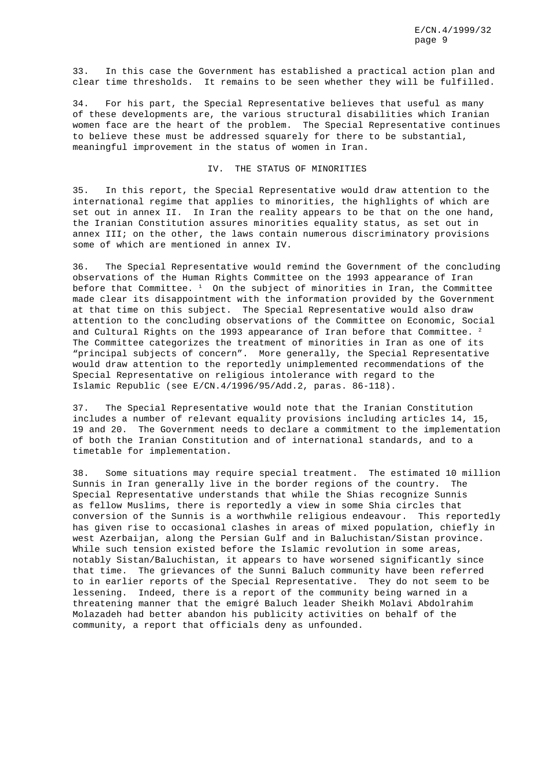33. In this case the Government has established a practical action plan and clear time thresholds. It remains to be seen whether they will be fulfilled.

34. For his part, the Special Representative believes that useful as many of these developments are, the various structural disabilities which Iranian women face are the heart of the problem. The Special Representative continues to believe these must be addressed squarely for there to be substantial, meaningful improvement in the status of women in Iran.

## IV. THE STATUS OF MINORITIES

35. In this report, the Special Representative would draw attention to the international regime that applies to minorities, the highlights of which are set out in annex II. In Iran the reality appears to be that on the one hand, the Iranian Constitution assures minorities equality status, as set out in annex III; on the other, the laws contain numerous discriminatory provisions some of which are mentioned in annex IV.

36. The Special Representative would remind the Government of the concluding observations of the Human Rights Committee on the 1993 appearance of Iran before that Committee. [1] On the subject of minorities in Iran, the Committee made clear its disappointment with the information provided by the Government at that time on this subject. The Special Representative would also draw attention to the concluding observations of the Committee on Economic, Social and Cultural Rights on the 1993 appearance of Iran before that Committee. [2] The Committee categorizes the treatment of minorities in Iran as one of its "principal subjects of concern". More generally, the Special Representative would draw attention to the reportedly unimplemented recommendations of the Special Representative on religious intolerance with regard to the Islamic Republic (see E/CN.4/1996/95/Add.2, paras. 86-118).

37. The Special Representative would note that the Iranian Constitution includes a number of relevant equality provisions including articles 14, 15, 19 and 20. The Government needs to declare a commitment to the implementation of both the Iranian Constitution and of international standards, and to a timetable for implementation.

38. Some situations may require special treatment. The estimated 10 million Sunnis in Iran generally live in the border regions of the country. The Special Representative understands that while the Shias recognize Sunnis as fellow Muslims, there is reportedly a view in some Shia circles that conversion of the Sunnis is a worthwhile religious endeavour. This reportedly has given rise to occasional clashes in areas of mixed population, chiefly in west Azerbaijan, along the Persian Gulf and in Baluchistan/Sistan province. While such tension existed before the Islamic revolution in some areas, notably Sistan/Baluchistan, it appears to have worsened significantly since that time. The grievances of the Sunni Baluch community have been referred to in earlier reports of the Special Representative. They do not seem to be lessening. Indeed, there is a report of the community being warned in a threatening manner that the emigré Baluch leader Sheikh Molavi Abdolrahim Molazadeh had better abandon his publicity activities on behalf of the community, a report that officials deny as unfounded.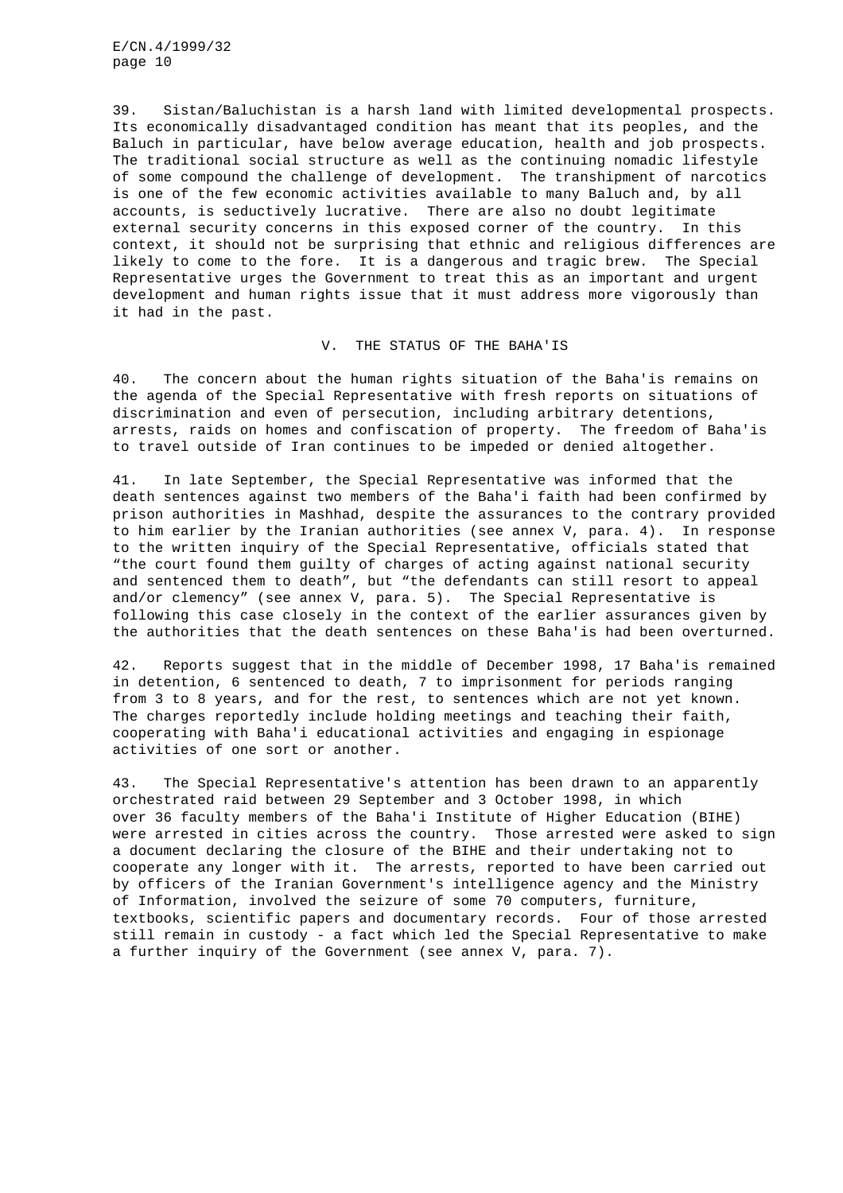39. Sistan/Baluchistan is a harsh land with limited developmental prospects. Its economically disadvantaged condition has meant that its peoples, and the Baluch in particular, have below average education, health and job prospects. The traditional social structure as well as the continuing nomadic lifestyle of some compound the challenge of development. The transhipment of narcotics is one of the few economic activities available to many Baluch and, by all accounts, is seductively lucrative. There are also no doubt legitimate external security concerns in this exposed corner of the country. In this context, it should not be surprising that ethnic and religious differences are likely to come to the fore. It is a dangerous and tragic brew. The Special Representative urges the Government to treat this as an important and urgent development and human rights issue that it must address more vigorously than it had in the past.

## V. THE STATUS OF THE BAHA'IS

40. The concern about the human rights situation of the Baha'is remains on the agenda of the Special Representative with fresh reports on situations of discrimination and even of persecution, including arbitrary detentions, arrests, raids on homes and confiscation of property. The freedom of Baha'is to travel outside of Iran continues to be impeded or denied altogether.

41. In late September, the Special Representative was informed that the death sentences against two members of the Baha'i faith had been confirmed by prison authorities in Mashhad, despite the assurances to the contrary provided to him earlier by the Iranian authorities (see annex V, para. 4). In response to the written inquiry of the Special Representative, officials stated that "the court found them guilty of charges of acting against national security and sentenced them to death", but "the defendants can still resort to appeal and/or clemency" (see annex V, para. 5). The Special Representative is following this case closely in the context of the earlier assurances given by the authorities that the death sentences on these Baha'is had been overturned.

42. Reports suggest that in the middle of December 1998, 17 Baha'is remained in detention, 6 sentenced to death, 7 to imprisonment for periods ranging from 3 to 8 years, and for the rest, to sentences which are not yet known. The charges reportedly include holding meetings and teaching their faith, cooperating with Baha'i educational activities and engaging in espionage activities of one sort or another.

43. The Special Representative's attention has been drawn to an apparently orchestrated raid between 29 September and 3 October 1998, in which over 36 faculty members of the Baha'i Institute of Higher Education (BIHE) were arrested in cities across the country. Those arrested were asked to sign a document declaring the closure of the BIHE and their undertaking not to cooperate any longer with it. The arrests, reported to have been carried out by officers of the Iranian Government's intelligence agency and the Ministry of Information, involved the seizure of some 70 computers, furniture, textbooks, scientific papers and documentary records. Four of those arrested still remain in custody - a fact which led the Special Representative to make a further inquiry of the Government (see annex V, para. 7).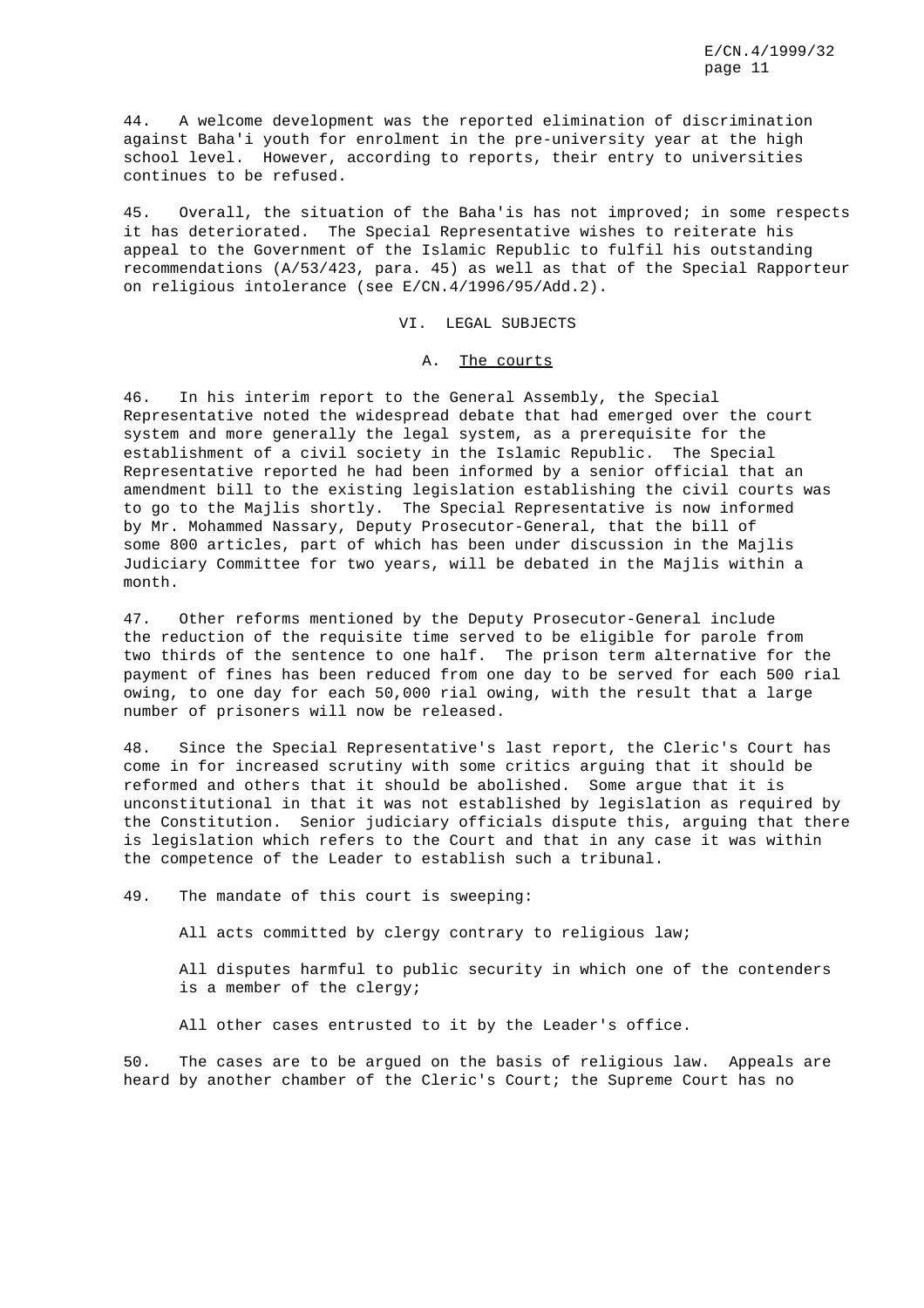44. A welcome development was the reported elimination of discrimination against Baha'i youth for enrolment in the pre-university year at the high school level. However, according to reports, their entry to universities continues to be refused.

45. Overall, the situation of the Baha'is has not improved; in some respects it has deteriorated. The Special Representative wishes to reiterate his appeal to the Government of the Islamic Republic to fulfil his outstanding recommendations (A/53/423, para. 45) as well as that of the Special Rapporteur on religious intolerance (see E/CN.4/1996/95/Add.2).

## VI. LEGAL SUBJECTS

### A. The courts

46. In his interim report to the General Assembly, the Special Representative noted the widespread debate that had emerged over the court system and more generally the legal system, as a prerequisite for the establishment of a civil society in the Islamic Republic. The Special Representative reported he had been informed by a senior official that an amendment bill to the existing legislation establishing the civil courts was to go to the Majlis shortly. The Special Representative is now informed by Mr. Mohammed Nassary, Deputy Prosecutor-General, that the bill of some 800 articles, part of which has been under discussion in the Majlis Judiciary Committee for two years, will be debated in the Majlis within a month.

47. Other reforms mentioned by the Deputy Prosecutor-General include the reduction of the requisite time served to be eligible for parole from two thirds of the sentence to one half. The prison term alternative for the payment of fines has been reduced from one day to be served for each 500 rial owing, to one day for each 50,000 rial owing, with the result that a large number of prisoners will now be released.

48. Since the Special Representative's last report, the Cleric's Court has come in for increased scrutiny with some critics arguing that it should be reformed and others that it should be abolished. Some argue that it is unconstitutional in that it was not established by legislation as required by the Constitution. Senior judiciary officials dispute this, arguing that there is legislation which refers to the Court and that in any case it was within the competence of the Leader to establish such a tribunal.

49. The mandate of this court is sweeping:

All acts committed by clergy contrary to religious law;

All disputes harmful to public security in which one of the contenders is a member of the clergy;

All other cases entrusted to it by the Leader's office.

50. The cases are to be argued on the basis of religious law. Appeals are heard by another chamber of the Cleric's Court; the Supreme Court has no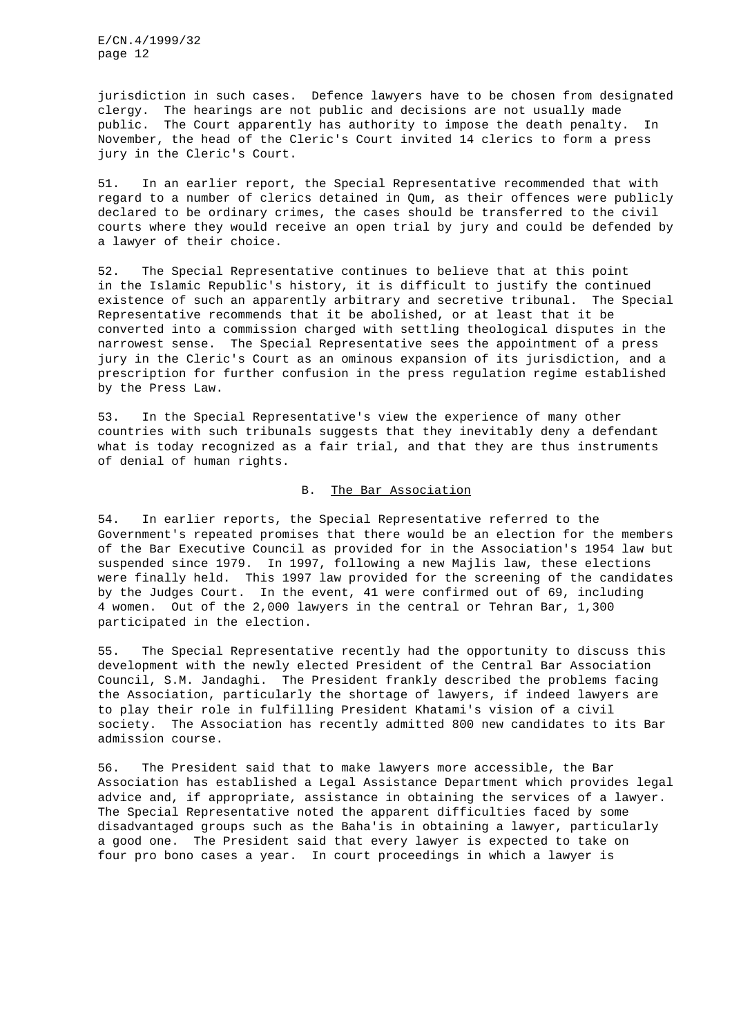jurisdiction in such cases. Defence lawyers have to be chosen from designated clergy. The hearings are not public and decisions are not usually made public. The Court apparently has authority to impose the death penalty. In November, the head of the Cleric's Court invited 14 clerics to form a press jury in the Cleric's Court.

51. In an earlier report, the Special Representative recommended that with regard to a number of clerics detained in Qum, as their offences were publicly declared to be ordinary crimes, the cases should be transferred to the civil courts where they would receive an open trial by jury and could be defended by a lawyer of their choice.

52. The Special Representative continues to believe that at this point in the Islamic Republic's history, it is difficult to justify the continued existence of such an apparently arbitrary and secretive tribunal. The Special Representative recommends that it be abolished, or at least that it be converted into a commission charged with settling theological disputes in the narrowest sense. The Special Representative sees the appointment of a press jury in the Cleric's Court as an ominous expansion of its jurisdiction, and a prescription for further confusion in the press regulation regime established by the Press Law.

53. In the Special Representative's view the experience of many other countries with such tribunals suggests that they inevitably deny a defendant what is today recognized as a fair trial, and that they are thus instruments of denial of human rights.

## B. The Bar Association

54. In earlier reports, the Special Representative referred to the Government's repeated promises that there would be an election for the members of the Bar Executive Council as provided for in the Association's 1954 law but suspended since 1979. In 1997, following a new Majlis law, these elections were finally held. This 1997 law provided for the screening of the candidates by the Judges Court. In the event, 41 were confirmed out of 69, including 4 women. Out of the 2,000 lawyers in the central or Tehran Bar, 1,300 participated in the election.

55. The Special Representative recently had the opportunity to discuss this development with the newly elected President of the Central Bar Association Council, S.M. Jandaghi. The President frankly described the problems facing the Association, particularly the shortage of lawyers, if indeed lawyers are to play their role in fulfilling President Khatami's vision of a civil society. The Association has recently admitted 800 new candidates to its Bar admission course.

56. The President said that to make lawyers more accessible, the Bar Association has established a Legal Assistance Department which provides legal advice and, if appropriate, assistance in obtaining the services of a lawyer. The Special Representative noted the apparent difficulties faced by some disadvantaged groups such as the Baha'is in obtaining a lawyer, particularly a good one. The President said that every lawyer is expected to take on four pro bono cases a year. In court proceedings in which a lawyer is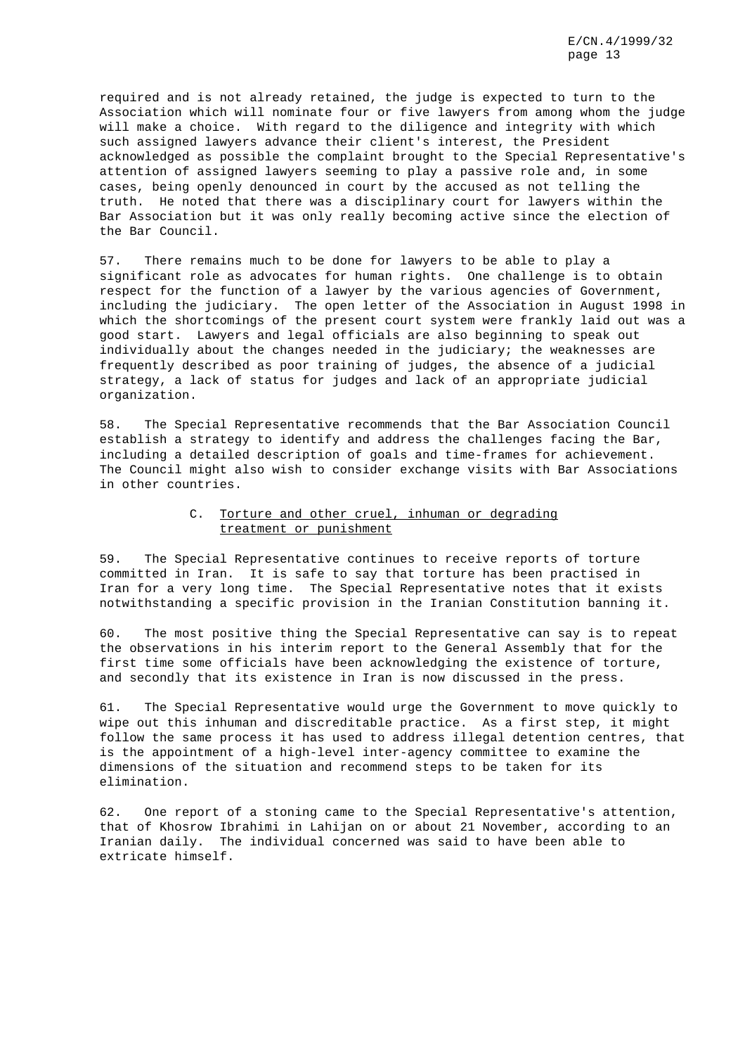required and is not already retained, the judge is expected to turn to the Association which will nominate four or five lawyers from among whom the judge will make a choice. With regard to the diligence and integrity with which such assigned lawyers advance their client's interest, the President acknowledged as possible the complaint brought to the Special Representative's attention of assigned lawyers seeming to play a passive role and, in some cases, being openly denounced in court by the accused as not telling the truth. He noted that there was a disciplinary court for lawyers within the Bar Association but it was only really becoming active since the election of the Bar Council.

57. There remains much to be done for lawyers to be able to play a significant role as advocates for human rights. One challenge is to obtain respect for the function of a lawyer by the various agencies of Government, including the judiciary. The open letter of the Association in August 1998 in which the shortcomings of the present court system were frankly laid out was a good start. Lawyers and legal officials are also beginning to speak out individually about the changes needed in the judiciary; the weaknesses are frequently described as poor training of judges, the absence of a judicial strategy, a lack of status for judges and lack of an appropriate judicial organization.

58. The Special Representative recommends that the Bar Association Council establish a strategy to identify and address the challenges facing the Bar, including a detailed description of goals and time-frames for achievement. The Council might also wish to consider exchange visits with Bar Associations in other countries.

### C. Torture and other cruel, inhuman or degrading treatment or punishment

59. The Special Representative continues to receive reports of torture committed in Iran. It is safe to say that torture has been practised in Iran for a very long time. The Special Representative notes that it exists notwithstanding a specific provision in the Iranian Constitution banning it.

60. The most positive thing the Special Representative can say is to repeat the observations in his interim report to the General Assembly that for the first time some officials have been acknowledging the existence of torture, and secondly that its existence in Iran is now discussed in the press.

61. The Special Representative would urge the Government to move quickly to wipe out this inhuman and discreditable practice. As a first step, it might follow the same process it has used to address illegal detention centres, that is the appointment of a high-level inter-agency committee to examine the dimensions of the situation and recommend steps to be taken for its elimination.

62. One report of a stoning came to the Special Representative's attention, that of Khosrow Ibrahimi in Lahijan on or about 21 November, according to an Iranian daily. The individual concerned was said to have been able to extricate himself.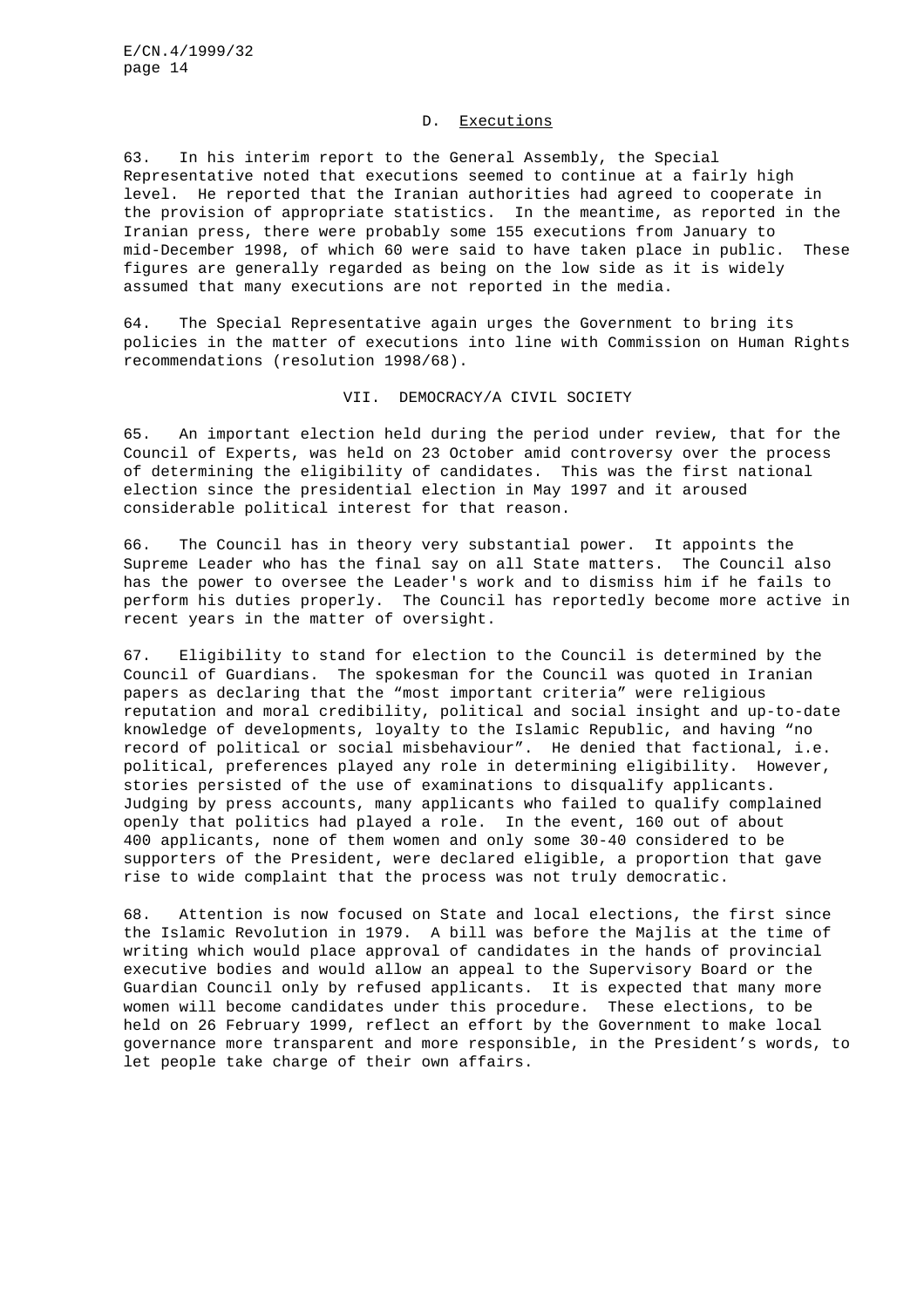### D. Executions

63. In his interim report to the General Assembly, the Special Representative noted that executions seemed to continue at a fairly high level. He reported that the Iranian authorities had agreed to cooperate in the provision of appropriate statistics. In the meantime, as reported in the Iranian press, there were probably some 155 executions from January to mid-December 1998, of which 60 were said to have taken place in public. These figures are generally regarded as being on the low side as it is widely assumed that many executions are not reported in the media.

64. The Special Representative again urges the Government to bring its policies in the matter of executions into line with Commission on Human Rights recommendations (resolution 1998/68).

## VII. DEMOCRACY/A CIVIL SOCIETY

65. An important election held during the period under review, that for the Council of Experts, was held on 23 October amid controversy over the process of determining the eligibility of candidates. This was the first national election since the presidential election in May 1997 and it aroused considerable political interest for that reason.

66. The Council has in theory very substantial power. It appoints the Supreme Leader who has the final say on all State matters. The Council also has the power to oversee the Leader's work and to dismiss him if he fails to perform his duties properly. The Council has reportedly become more active in recent years in the matter of oversight.

67. Eligibility to stand for election to the Council is determined by the Council of Guardians. The spokesman for the Council was quoted in Iranian papers as declaring that the "most important criteria" were religious reputation and moral credibility, political and social insight and up-to-date knowledge of developments, loyalty to the Islamic Republic, and having "no record of political or social misbehaviour". He denied that factional, i.e. political, preferences played any role in determining eligibility. However, stories persisted of the use of examinations to disqualify applicants. Judging by press accounts, many applicants who failed to qualify complained openly that politics had played a role. In the event, 160 out of about 400 applicants, none of them women and only some 30-40 considered to be supporters of the President, were declared eligible, a proportion that gave rise to wide complaint that the process was not truly democratic.

68. Attention is now focused on State and local elections, the first since the Islamic Revolution in 1979. A bill was before the Majlis at the time of writing which would place approval of candidates in the hands of provincial executive bodies and would allow an appeal to the Supervisory Board or the Guardian Council only by refused applicants. It is expected that many more women will become candidates under this procedure. These elections, to be held on 26 February 1999, reflect an effort by the Government to make local governance more transparent and more responsible, in the President's words, to let people take charge of their own affairs.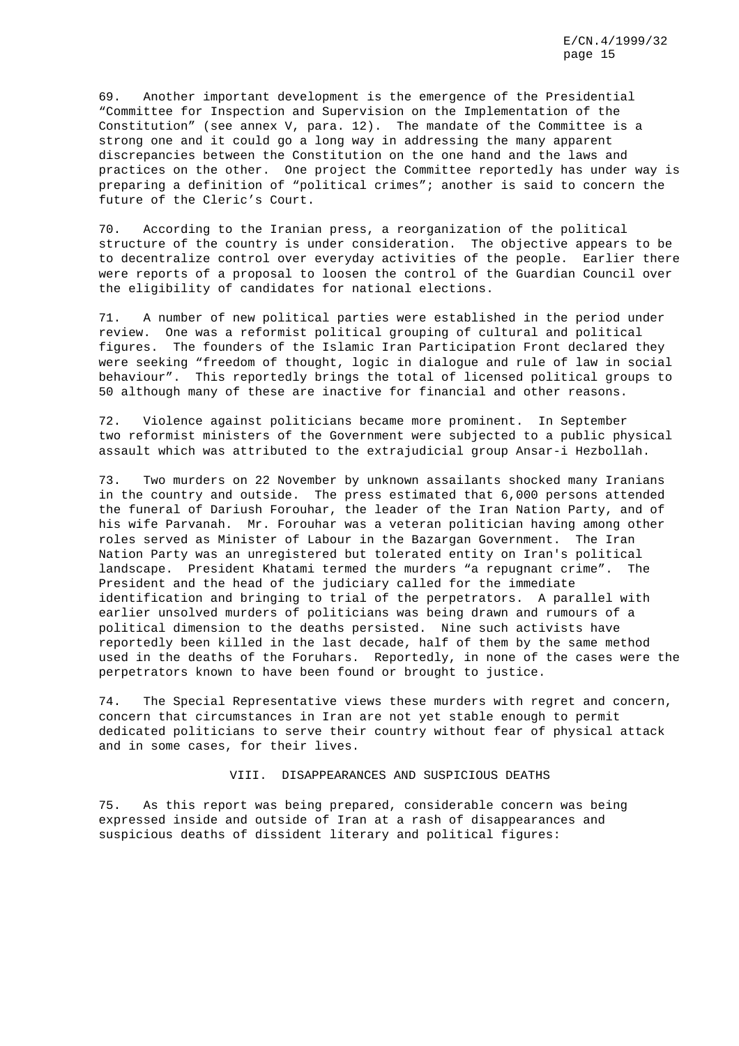69. Another important development is the emergence of the Presidential "Committee for Inspection and Supervision on the Implementation of the Constitution" (see annex V, para. 12). The mandate of the Committee is a strong one and it could go a long way in addressing the many apparent discrepancies between the Constitution on the one hand and the laws and practices on the other. One project the Committee reportedly has under way is preparing a definition of "political crimes"; another is said to concern the future of the Cleric's Court.

70. According to the Iranian press, a reorganization of the political structure of the country is under consideration. The objective appears to be to decentralize control over everyday activities of the people. Earlier there were reports of a proposal to loosen the control of the Guardian Council over the eligibility of candidates for national elections.

71. A number of new political parties were established in the period under review. One was a reformist political grouping of cultural and political figures. The founders of the Islamic Iran Participation Front declared they were seeking "freedom of thought, logic in dialogue and rule of law in social behaviour". This reportedly brings the total of licensed political groups to 50 although many of these are inactive for financial and other reasons.

72. Violence against politicians became more prominent. In September two reformist ministers of the Government were subjected to a public physical assault which was attributed to the extrajudicial group Ansar-i Hezbollah.

73. Two murders on 22 November by unknown assailants shocked many Iranians in the country and outside. The press estimated that 6,000 persons attended the funeral of Dariush Forouhar, the leader of the Iran Nation Party, and of his wife Parvanah. Mr. Forouhar was a veteran politician having among other roles served as Minister of Labour in the Bazargan Government. The Iran Nation Party was an unregistered but tolerated entity on Iran's political landscape. President Khatami termed the murders "a repugnant crime". The President and the head of the judiciary called for the immediate identification and bringing to trial of the perpetrators. A parallel with earlier unsolved murders of politicians was being drawn and rumours of a political dimension to the deaths persisted. Nine such activists have reportedly been killed in the last decade, half of them by the same method used in the deaths of the Foruhars. Reportedly, in none of the cases were the perpetrators known to have been found or brought to justice.

74. The Special Representative views these murders with regret and concern, concern that circumstances in Iran are not yet stable enough to permit dedicated politicians to serve their country without fear of physical attack and in some cases, for their lives.

## VIII. DISAPPEARANCES AND SUSPICIOUS DEATHS

75. As this report was being prepared, considerable concern was being expressed inside and outside of Iran at a rash of disappearances and suspicious deaths of dissident literary and political figures: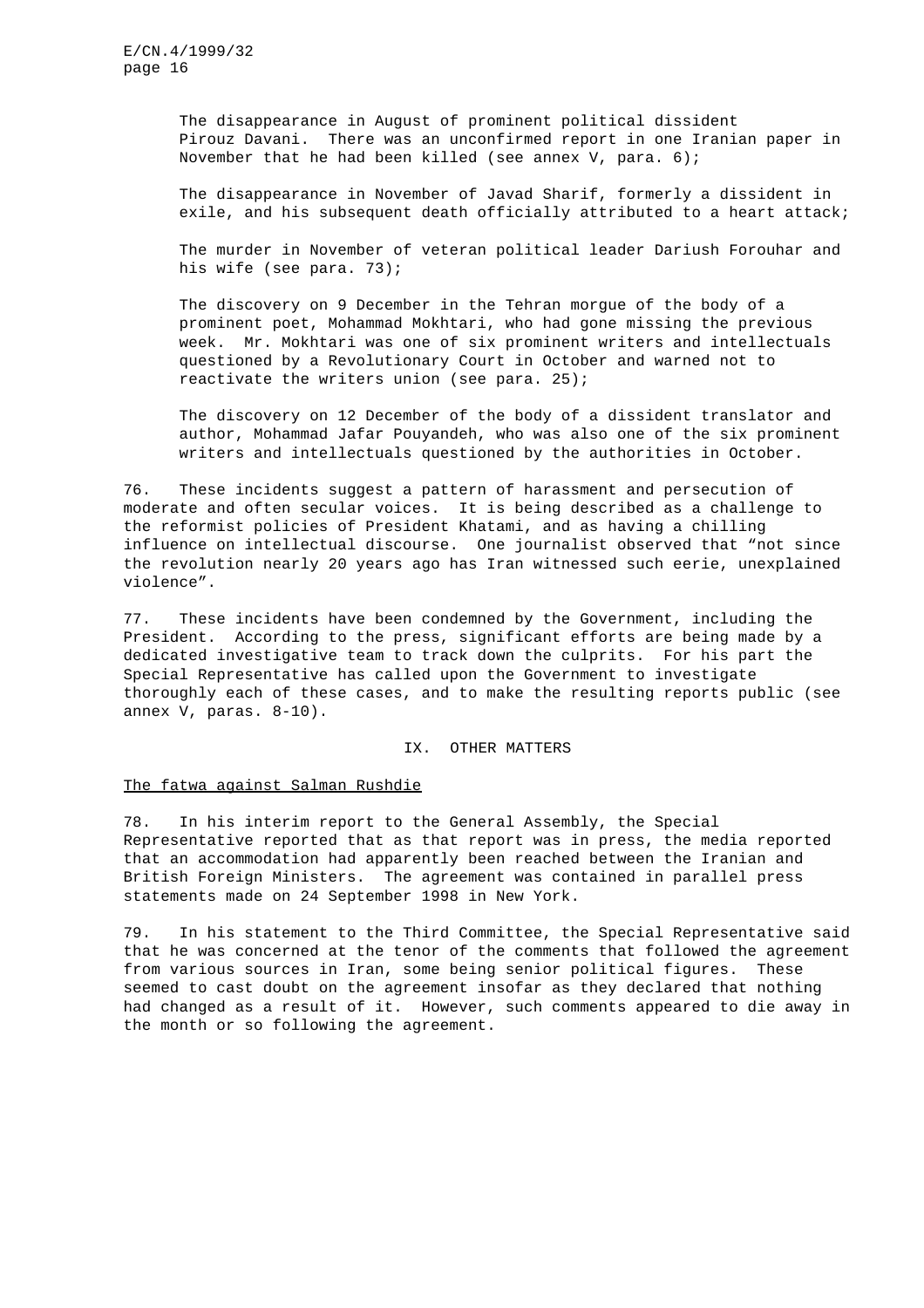The disappearance in August of prominent political dissident Pirouz Davani. There was an unconfirmed report in one Iranian paper in November that he had been killed (see annex V, para. 6);

The disappearance in November of Javad Sharif, formerly a dissident in exile, and his subsequent death officially attributed to a heart attack;

The murder in November of veteran political leader Dariush Forouhar and his wife (see para. 73);

The discovery on 9 December in the Tehran morgue of the body of a prominent poet, Mohammad Mokhtari, who had gone missing the previous week. Mr. Mokhtari was one of six prominent writers and intellectuals questioned by a Revolutionary Court in October and warned not to reactivate the writers union (see para. 25);

The discovery on 12 December of the body of a dissident translator and author, Mohammad Jafar Pouyandeh, who was also one of the six prominent writers and intellectuals questioned by the authorities in October.

76. These incidents suggest a pattern of harassment and persecution of moderate and often secular voices. It is being described as a challenge to the reformist policies of President Khatami, and as having a chilling influence on intellectual discourse. One journalist observed that "not since the revolution nearly 20 years ago has Iran witnessed such eerie, unexplained violence".

77. These incidents have been condemned by the Government, including the President. According to the press, significant efforts are being made by a dedicated investigative team to track down the culprits. For his part the Special Representative has called upon the Government to investigate thoroughly each of these cases, and to make the resulting reports public (see annex V, paras. 8-10).

## IX. OTHER MATTERS

### The fatwa against Salman Rushdie

78. In his interim report to the General Assembly, the Special Representative reported that as that report was in press, the media reported that an accommodation had apparently been reached between the Iranian and British Foreign Ministers. The agreement was contained in parallel press statements made on 24 September 1998 in New York.

79. In his statement to the Third Committee, the Special Representative said that he was concerned at the tenor of the comments that followed the agreement from various sources in Iran, some being senior political figures. These seemed to cast doubt on the agreement insofar as they declared that nothing had changed as a result of it. However, such comments appeared to die away in the month or so following the agreement.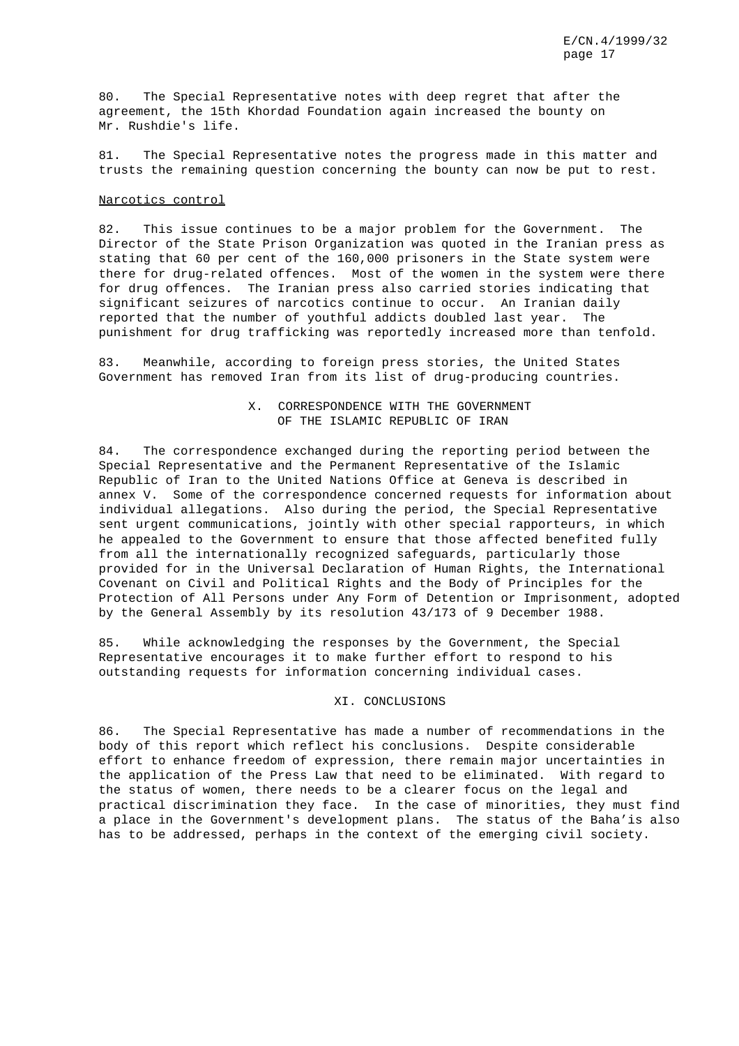80. The Special Representative notes with deep regret that after the agreement, the 15th Khordad Foundation again increased the bounty on Mr. Rushdie's life.

81. The Special Representative notes the progress made in this matter and trusts the remaining question concerning the bounty can now be put to rest.

Narcotics control

82. This issue continues to be a major problem for the Government. The Director of the State Prison Organization was quoted in the Iranian press as stating that 60 per cent of the 160,000 prisoners in the State system were there for drug-related offences. Most of the women in the system were there for drug offences. The Iranian press also carried stories indicating that significant seizures of narcotics continue to occur. An Iranian daily reported that the number of youthful addicts doubled last year. The punishment for drug trafficking was reportedly increased more than tenfold.

83. Meanwhile, according to foreign press stories, the United States Government has removed Iran from its list of drug-producing countries.

## X. CORRESPONDENCE WITH THE GOVERNMENT OF THE ISLAMIC REPUBLIC OF IRAN

84. The correspondence exchanged during the reporting period between the Special Representative and the Permanent Representative of the Islamic Republic of Iran to the United Nations Office at Geneva is described in annex V. Some of the correspondence concerned requests for information about individual allegations. Also during the period, the Special Representative sent urgent communications, jointly with other special rapporteurs, in which he appealed to the Government to ensure that those affected benefited fully from all the internationally recognized safeguards, particularly those provided for in the Universal Declaration of Human Rights, the International Covenant on Civil and Political Rights and the Body of Principles for the Protection of All Persons under Any Form of Detention or Imprisonment, adopted by the General Assembly by its resolution 43/173 of 9 December 1988.

85. While acknowledging the responses by the Government, the Special Representative encourages it to make further effort to respond to his outstanding requests for information concerning individual cases.

## XI. CONCLUSIONS

86. The Special Representative has made a number of recommendations in the body of this report which reflect his conclusions. Despite considerable effort to enhance freedom of expression, there remain major uncertainties in the application of the Press Law that need to be eliminated. With regard to the status of women, there needs to be a clearer focus on the legal and practical discrimination they face. In the case of minorities, they must find a place in the Government's development plans. The status of the Baha'is also has to be addressed, perhaps in the context of the emerging civil society.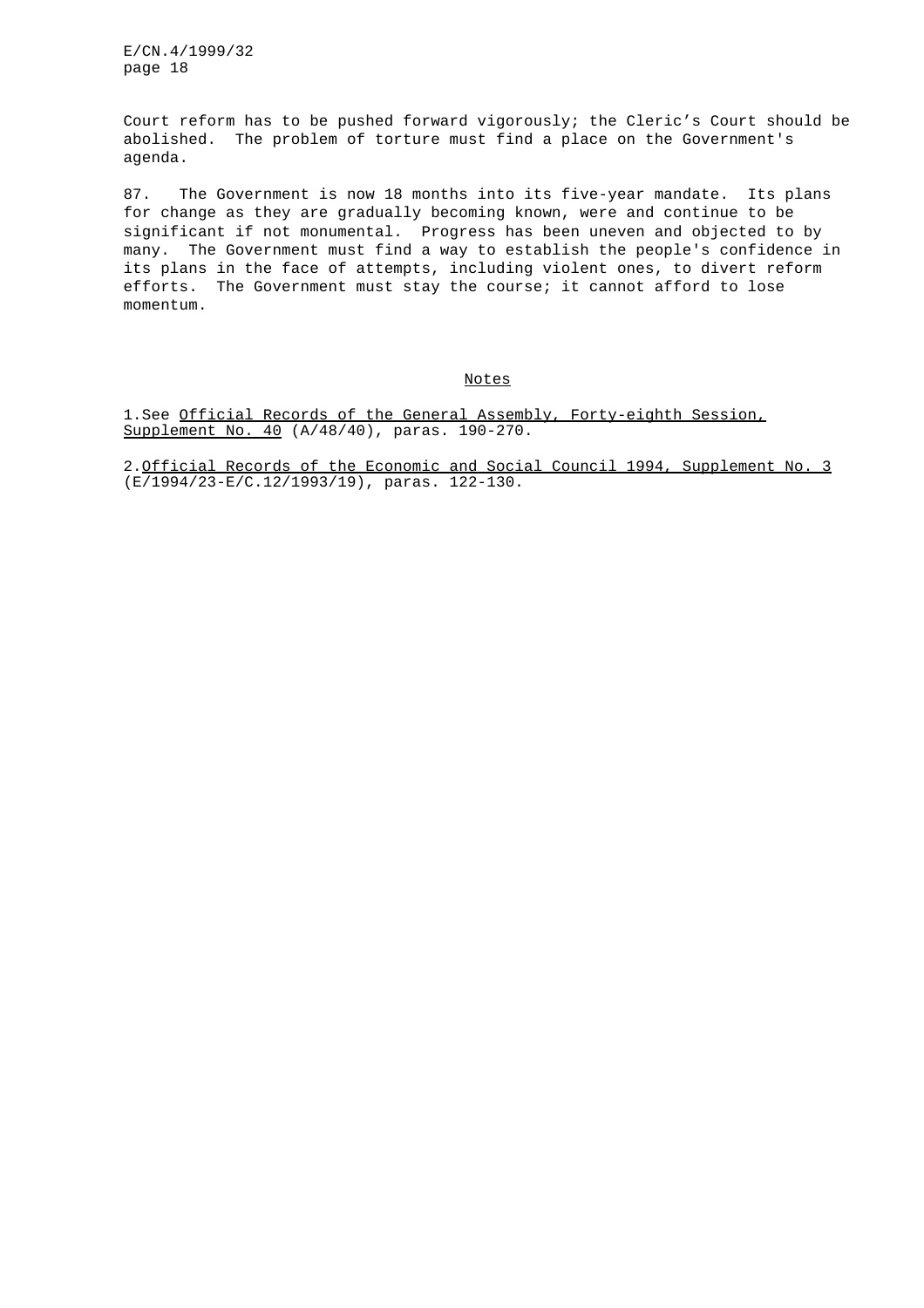Court reform has to be pushed forward vigorously; the Cleric's Court should be abolished. The problem of torture must find a place on the Government's agenda.

87. The Government is now 18 months into its five-year mandate. Its plans for change as they are gradually becoming known, were and continue to be significant if not monumental. Progress has been uneven and objected to by many. The Government must find a way to establish the people's confidence in its plans in the face of attempts, including violent ones, to divert reform efforts. The Government must stay the course; it cannot afford to lose momentum.

## Notes

1. See Official Records of the General Assembly, Forty-eighth Session, Supplement No. 40 (A/48/40), paras. 190-270.

2. Official Records of the Economic and Social Council 1994, Supplement No. 3 (E/1994/23-E/C.12/1993/19), paras. 122-130.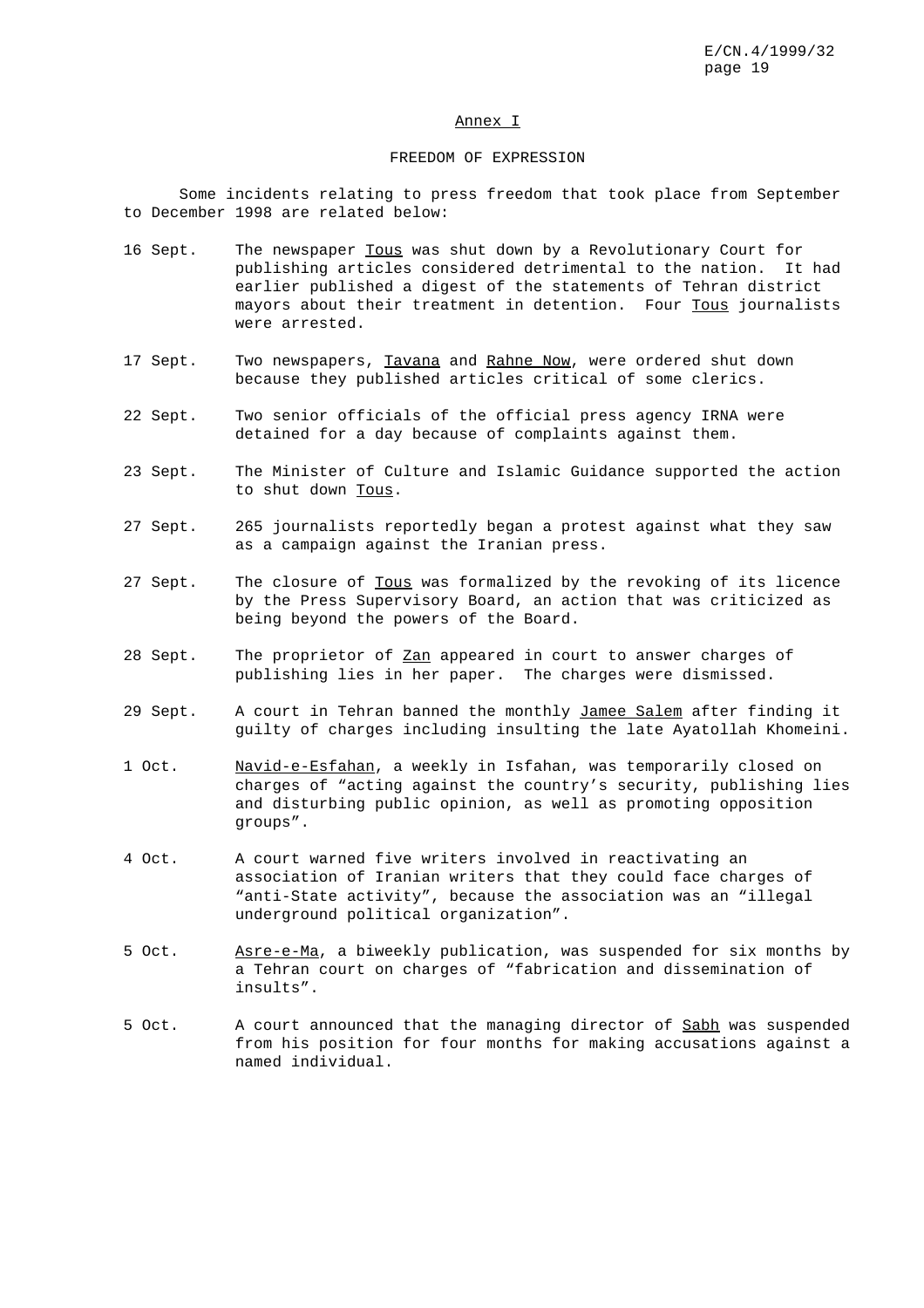## Annex I

### FREEDOM OF EXPRESSION

Some incidents relating to press freedom that took place from September to December 1998 are related below:

16 Sept. The newspaper _Tous_ was shut down by a Revolutionary Court for publishing articles considered detrimental to the nation. It had earlier published a digest of the statements of Tehran district mayors about their treatment in detention. Four _Tous_ journalists were arrested.

17 Sept. Two newspapers, _Tavana_ and _Rahne Now_, were ordered shut down because they published articles critical of some clerics.

22 Sept. Two senior officials of the official press agency IRNA were detained for a day because of complaints against them.

23 Sept. The Minister of Culture and Islamic Guidance supported the action to shut down _Tous_.

27 Sept. 265 journalists reportedly began a protest against what they saw as a campaign against the Iranian press.

27 Sept. The closure of _Tous_ was formalized by the revoking of its licence by the Press Supervisory Board, an action that was criticized as being beyond the powers of the Board.

28 Sept. The proprietor of _Zan_ appeared in court to answer charges of publishing lies in her paper. The charges were dismissed.

29 Sept. A court in Tehran banned the monthly _Jamee Salem_ after finding it guilty of charges including insulting the late Ayatollah Khomeini.

1 Oct. _Navid-e-Esfahan_, a weekly in Isfahan, was temporarily closed on charges of "acting against the country's security, publishing lies and disturbing public opinion, as well as promoting opposition groups".

4 Oct. A court warned five writers involved in reactivating an association of Iranian writers that they could face charges of "anti-State activity", because the association was an "illegal underground political organization".

5 Oct. _Asre-e-Ma_, a biweekly publication, was suspended for six months by a Tehran court on charges of "fabrication and dissemination of insults".

5 Oct. A court announced that the managing director of _Sabh_ was suspended from his position for four months for making accusations against a named individual.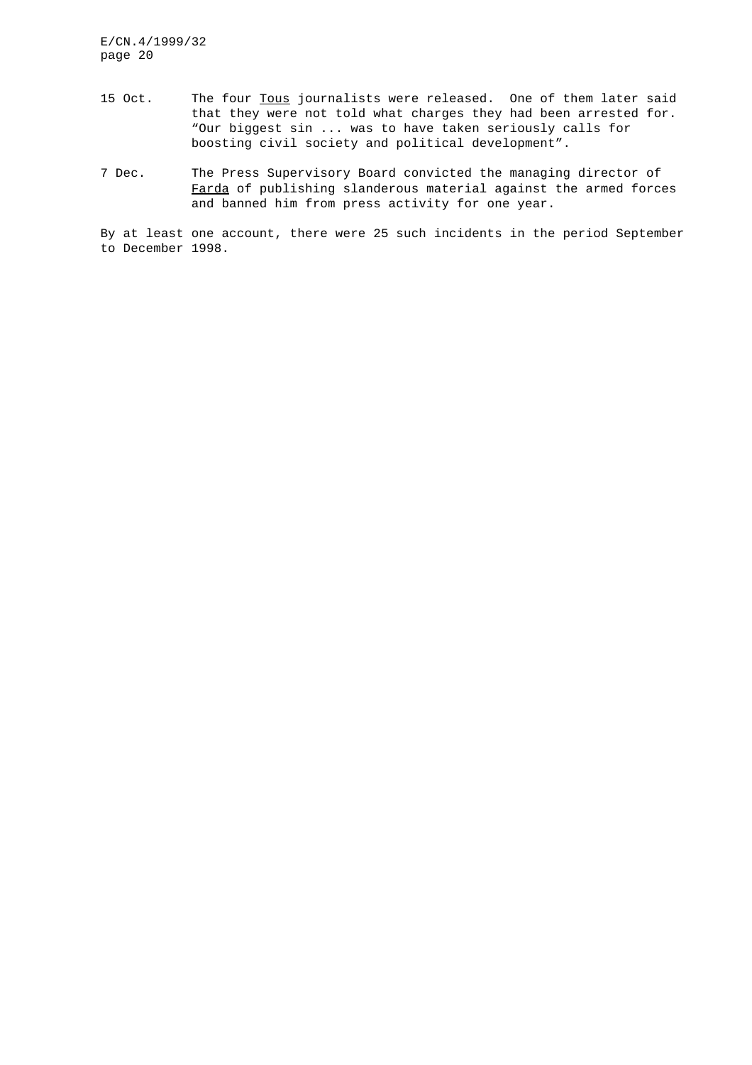15 Oct. The four _Tous_ journalists were released. One of them later said that they were not told what charges they had been arrested for. “Our biggest sin ... was to have taken seriously calls for boosting civil society and political development”.

7 Dec. The Press Supervisory Board convicted the managing director of _Farda_ of publishing slanderous material against the armed forces and banned him from press activity for one year.

By at least one account, there were 25 such incidents in the period September to December 1998.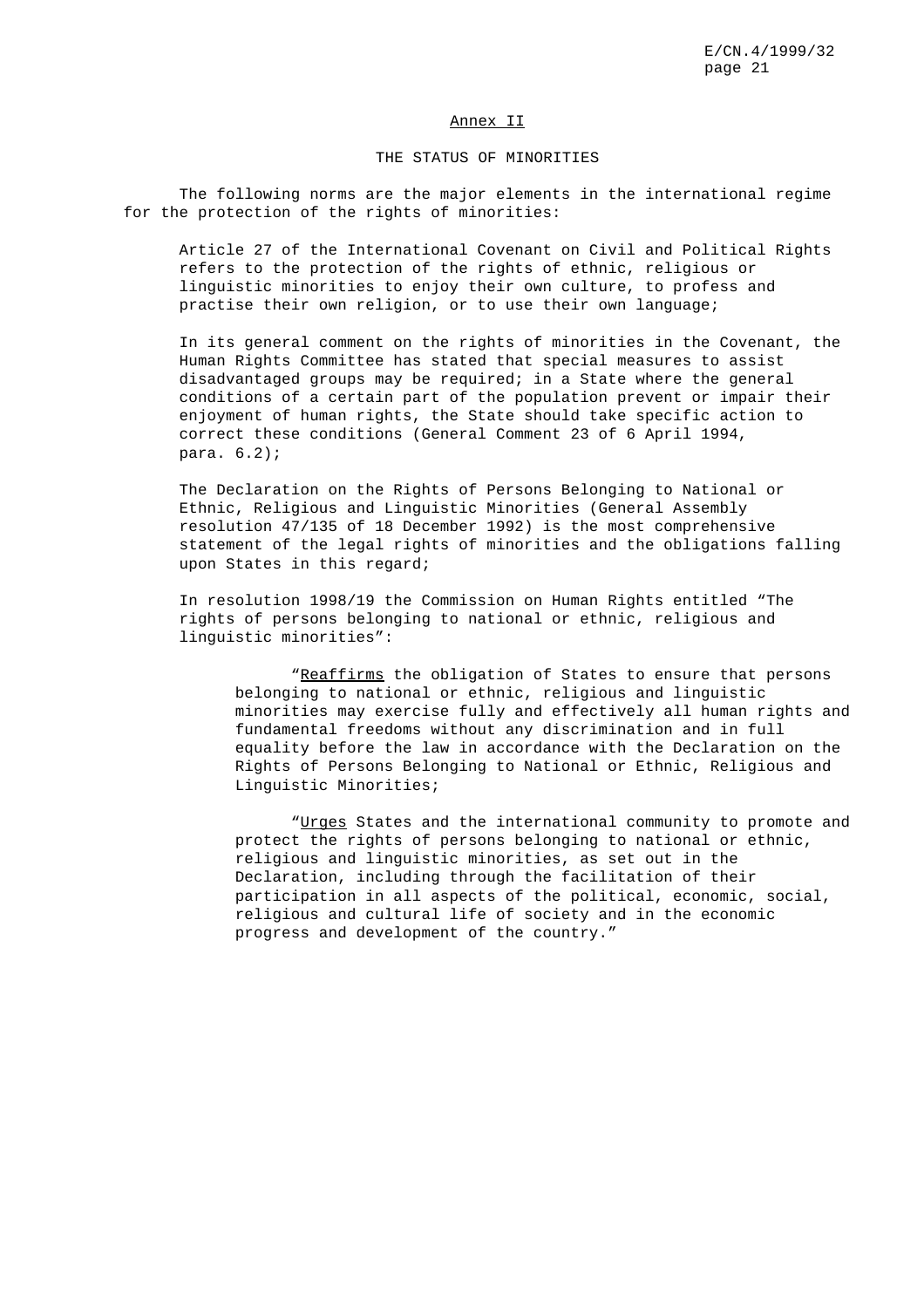## Annex II

## THE STATUS OF MINORITIES

The following norms are the major elements in the international regime for the protection of the rights of minorities:

> Article 27 of the International Covenant on Civil and Political Rights refers to the protection of the rights of ethnic, religious or linguistic minorities to enjoy their own culture, to profess and practise their own religion, or to use their own language;
>
> In its general comment on the rights of minorities in the Covenant, the Human Rights Committee has stated that special measures to assist disadvantaged groups may be required; in a State where the general conditions of a certain part of the population prevent or impair their enjoyment of human rights, the State should take specific action to correct these conditions (General Comment 23 of 6 April 1994, para. 6.2);
>
> The Declaration on the Rights of Persons Belonging to National or Ethnic, Religious and Linguistic Minorities (General Assembly resolution 47/135 of 18 December 1992) is the most comprehensive statement of the legal rights of minorities and the obligations falling upon States in this regard;
>
> In resolution 1998/19 the Commission on Human Rights entitled "The rights of persons belonging to national or ethnic, religious and linguistic minorities":
>
> > "*Reaffirms* the obligation of States to ensure that persons belonging to national or ethnic, religious and linguistic minorities may exercise fully and effectively all human rights and fundamental freedoms without any discrimination and in full equality before the law in accordance with the Declaration on the Rights of Persons Belonging to National or Ethnic, Religious and Linguistic Minorities;
> >
> > "*Urges* States and the international community to promote and protect the rights of persons belonging to national or ethnic, religious and linguistic minorities, as set out in the Declaration, including through the facilitation of their participation in all aspects of the political, economic, social, religious and cultural life of society and in the economic progress and development of the country."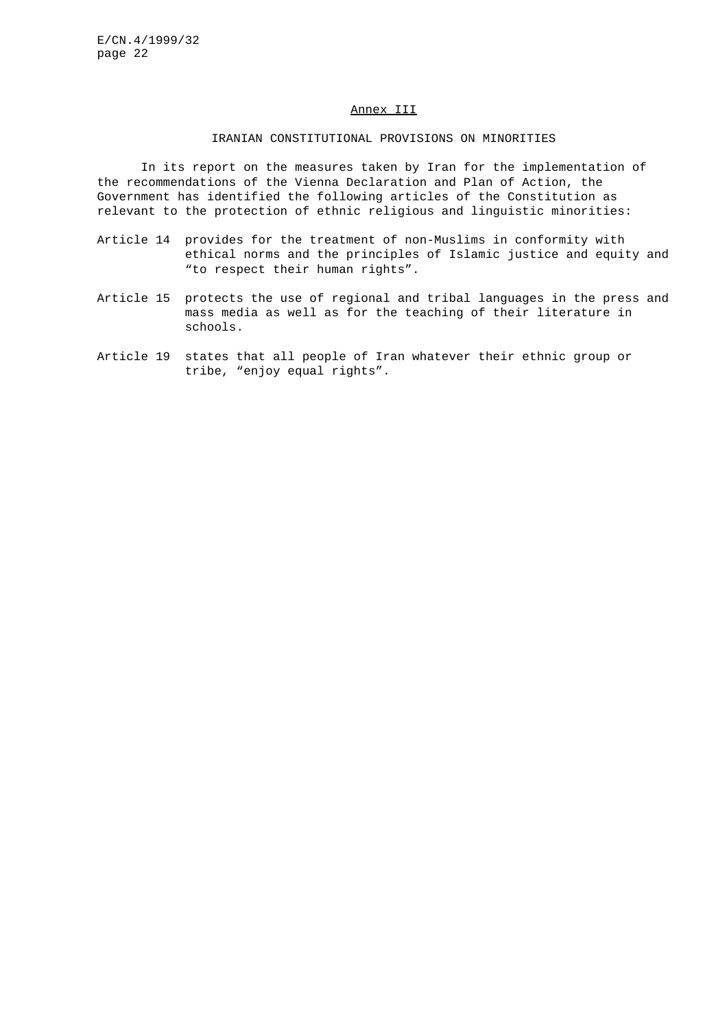## Annex III

### IRANIAN CONSTITUTIONAL PROVISIONS ON MINORITIES

In its report on the measures taken by Iran for the implementation of the recommendations of the Vienna Declaration and Plan of Action, the Government has identified the following articles of the Constitution as relevant to the protection of ethnic religious and linguistic minorities:

Article 14 provides for the treatment of non-Muslims in conformity with ethical norms and the principles of Islamic justice and equity and "to respect their human rights".

Article 15 protects the use of regional and tribal languages in the press and mass media as well as for the teaching of their literature in schools.

Article 19 states that all people of Iran whatever their ethnic group or tribe, "enjoy equal rights".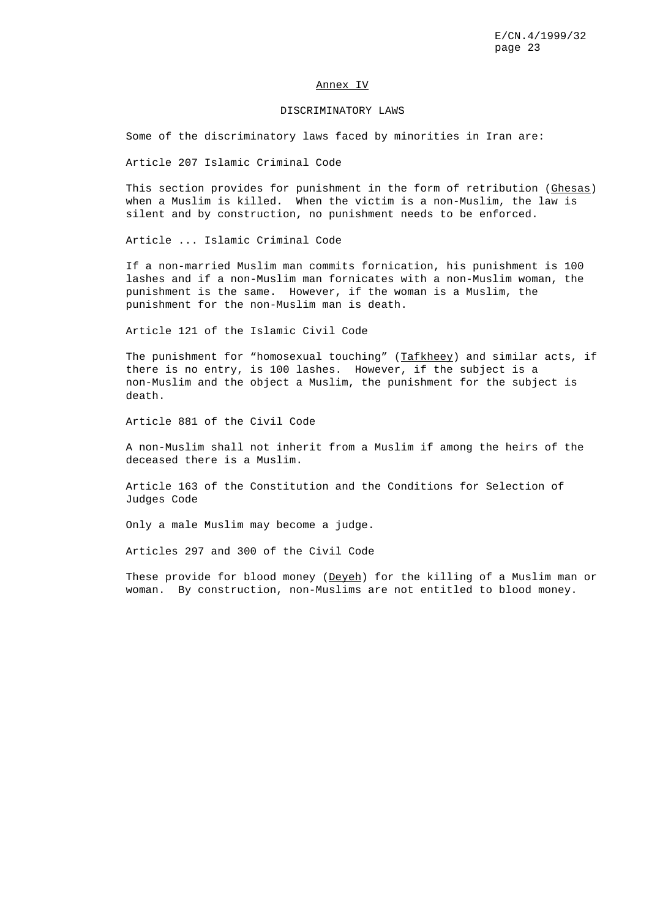## Annex IV

### DISCRIMINATORY LAWS

Some of the discriminatory laws faced by minorities in Iran are:

Article 207 Islamic Criminal Code

This section provides for punishment in the form of retribution (Ghesas) when a Muslim is killed. When the victim is a non-Muslim, the law is silent and by construction, no punishment needs to be enforced.

Article ... Islamic Criminal Code

If a non-married Muslim man commits fornication, his punishment is 100 lashes and if a non-Muslim man fornicates with a non-Muslim woman, the punishment is the same. However, if the woman is a Muslim, the punishment for the non-Muslim man is death.

Article 121 of the Islamic Civil Code

The punishment for "homosexual touching" (Tafkheey) and similar acts, if there is no entry, is 100 lashes. However, if the subject is a non-Muslim and the object a Muslim, the punishment for the subject is death.

Article 881 of the Civil Code

A non-Muslim shall not inherit from a Muslim if among the heirs of the deceased there is a Muslim.

Article 163 of the Constitution and the Conditions for Selection of Judges Code

Only a male Muslim may become a judge.

Articles 297 and 300 of the Civil Code

These provide for blood money (Deyeh) for the killing of a Muslim man or woman. By construction, non-Muslims are not entitled to blood money.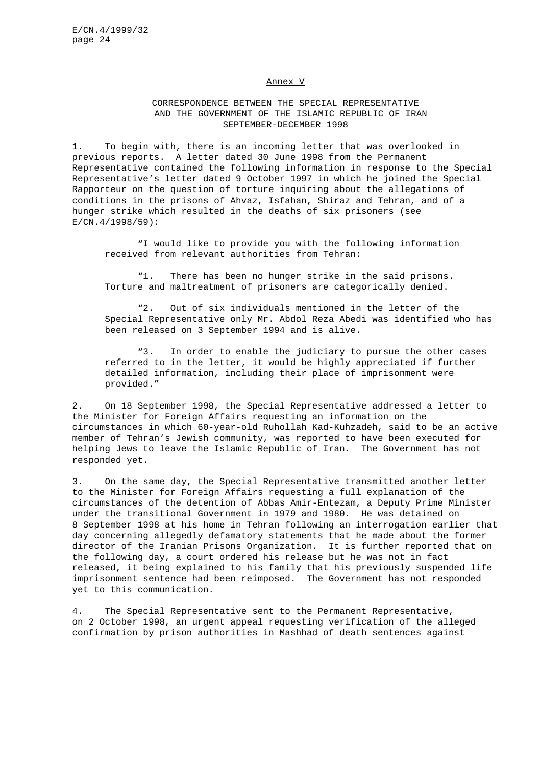Annex V

CORRESPONDENCE BETWEEN THE SPECIAL REPRESENTATIVE AND THE GOVERNMENT OF THE ISLAMIC REPUBLIC OF IRAN SEPTEMBER-DECEMBER 1998

1. To begin with, there is an incoming letter that was overlooked in previous reports. A letter dated 30 June 1998 from the Permanent Representative contained the following information in response to the Special Representative's letter dated 9 October 1997 in which he joined the Special Rapporteur on the question of torture inquiring about the allegations of conditions in the prisons of Ahvaz, Isfahan, Shiraz and Tehran, and of a hunger strike which resulted in the deaths of six prisoners (see E/CN.4/1998/59):

> "I would like to provide you with the following information received from relevant authorities from Tehran:
>
> "1. There has been no hunger strike in the said prisons. Torture and maltreatment of prisoners are categorically denied.
>
> "2. Out of six individuals mentioned in the letter of the Special Representative only Mr. Abdol Reza Abedi was identified who has been released on 3 September 1994 and is alive.
>
> "3. In order to enable the judiciary to pursue the other cases referred to in the letter, it would be highly appreciated if further detailed information, including their place of imprisonment were provided."

2. On 18 September 1998, the Special Representative addressed a letter to the Minister for Foreign Affairs requesting an information on the circumstances in which 60-year-old Ruhollah Kad-Kuhzadeh, said to be an active member of Tehran's Jewish community, was reported to have been executed for helping Jews to leave the Islamic Republic of Iran. The Government has not responded yet.

3. On the same day, the Special Representative transmitted another letter to the Minister for Foreign Affairs requesting a full explanation of the circumstances of the detention of Abbas Amir-Entezam, a Deputy Prime Minister under the transitional Government in 1979 and 1980. He was detained on 8 September 1998 at his home in Tehran following an interrogation earlier that day concerning allegedly defamatory statements that he made about the former director of the Iranian Prisons Organization. It is further reported that on the following day, a court ordered his release but he was not in fact released, it being explained to his family that his previously suspended life imprisonment sentence had been reimposed. The Government has not responded yet to this communication.

4. The Special Representative sent to the Permanent Representative, on 2 October 1998, an urgent appeal requesting verification of the alleged confirmation by prison authorities in Mashhad of death sentences against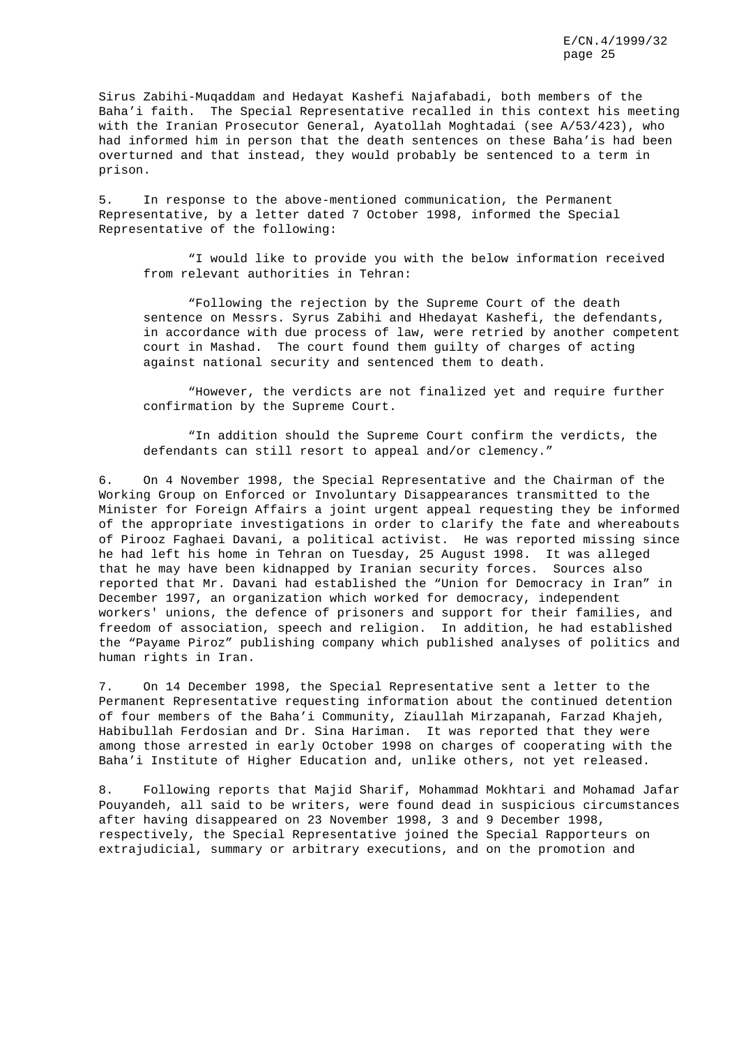Sirus Zabihi-Muqaddam and Hedayat Kashefi Najafabadi, both members of the Baha'i faith. The Special Representative recalled in this context his meeting with the Iranian Prosecutor General, Ayatollah Moghtadai (see A/53/423), who had informed him in person that the death sentences on these Baha'is had been overturned and that instead, they would probably be sentenced to a term in prison.

5. In response to the above-mentioned communication, the Permanent Representative, by a letter dated 7 October 1998, informed the Special Representative of the following:

> "I would like to provide you with the below information received from relevant authorities in Tehran:
>
> "Following the rejection by the Supreme Court of the death sentence on Messrs. Syrus Zabihi and Hhedayat Kashefi, the defendants, in accordance with due process of law, were retried by another competent court in Mashad. The court found them guilty of charges of acting against national security and sentenced them to death.
>
> "However, the verdicts are not finalized yet and require further confirmation by the Supreme Court.
>
> "In addition should the Supreme Court confirm the verdicts, the defendants can still resort to appeal and/or clemency."

6. On 4 November 1998, the Special Representative and the Chairman of the Working Group on Enforced or Involuntary Disappearances transmitted to the Minister for Foreign Affairs a joint urgent appeal requesting they be informed of the appropriate investigations in order to clarify the fate and whereabouts of Pirooz Faghaei Davani, a political activist. He was reported missing since he had left his home in Tehran on Tuesday, 25 August 1998. It was alleged that he may have been kidnapped by Iranian security forces. Sources also reported that Mr. Davani had established the "Union for Democracy in Iran" in December 1997, an organization which worked for democracy, independent workers' unions, the defence of prisoners and support for their families, and freedom of association, speech and religion. In addition, he had established the "Payame Piroz" publishing company which published analyses of politics and human rights in Iran.

7. On 14 December 1998, the Special Representative sent a letter to the Permanent Representative requesting information about the continued detention of four members of the Baha'i Community, Ziaullah Mirzapanah, Farzad Khajeh, Habibullah Ferdosian and Dr. Sina Hariman. It was reported that they were among those arrested in early October 1998 on charges of cooperating with the Baha'i Institute of Higher Education and, unlike others, not yet released.

8. Following reports that Majid Sharif, Mohammad Mokhtari and Mohamad Jafar Pouyandeh, all said to be writers, were found dead in suspicious circumstances after having disappeared on 23 November 1998, 3 and 9 December 1998, respectively, the Special Representative joined the Special Rapporteurs on extrajudicial, summary or arbitrary executions, and on the promotion and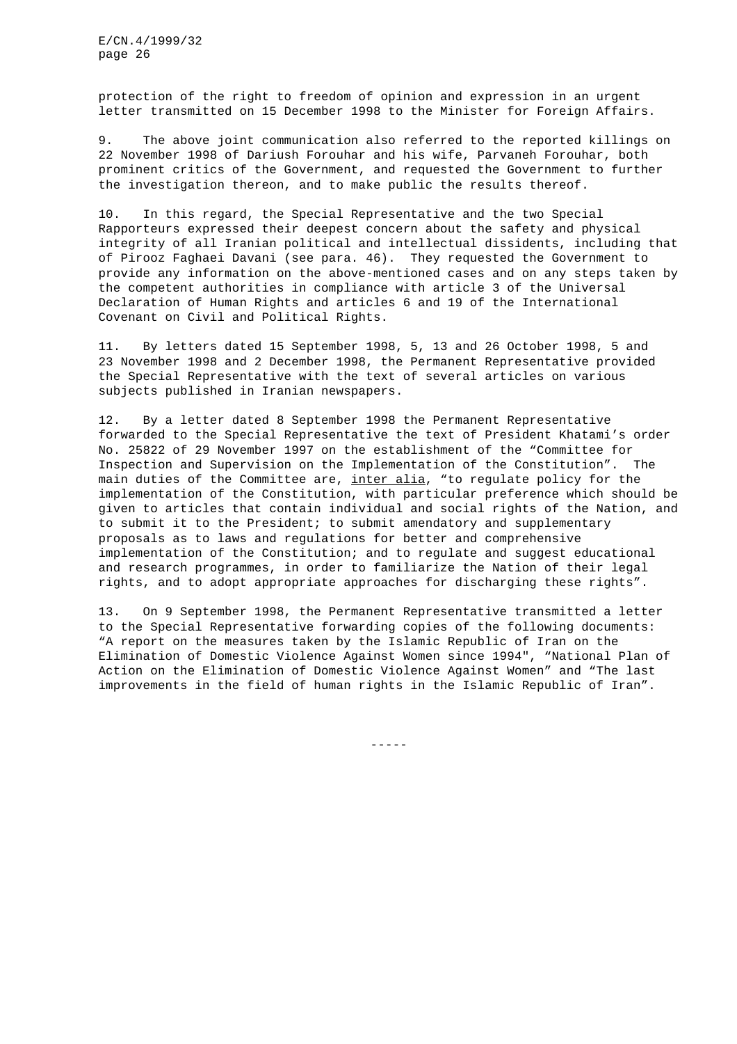protection of the right to freedom of opinion and expression in an urgent letter transmitted on 15 December 1998 to the Minister for Foreign Affairs.

9. The above joint communication also referred to the reported killings on 22 November 1998 of Dariush Forouhar and his wife, Parvaneh Forouhar, both prominent critics of the Government, and requested the Government to further the investigation thereon, and to make public the results thereof.

10. In this regard, the Special Representative and the two Special Rapporteurs expressed their deepest concern about the safety and physical integrity of all Iranian political and intellectual dissidents, including that of Pirooz Faghaei Davani (see para. 46). They requested the Government to provide any information on the above-mentioned cases and on any steps taken by the competent authorities in compliance with article 3 of the Universal Declaration of Human Rights and articles 6 and 19 of the International Covenant on Civil and Political Rights.

11. By letters dated 15 September 1998, 5, 13 and 26 October 1998, 5 and 23 November 1998 and 2 December 1998, the Permanent Representative provided the Special Representative with the text of several articles on various subjects published in Iranian newspapers.

12. By a letter dated 8 September 1998 the Permanent Representative forwarded to the Special Representative the text of President Khatami's order No. 25822 of 29 November 1997 on the establishment of the "Committee for Inspection and Supervision on the Implementation of the Constitution". The main duties of the Committee are, inter alia, "to regulate policy for the implementation of the Constitution, with particular preference which should be given to articles that contain individual and social rights of the Nation, and to submit it to the President; to submit amendatory and supplementary proposals as to laws and regulations for better and comprehensive implementation of the Constitution; and to regulate and suggest educational and research programmes, in order to familiarize the Nation of their legal rights, and to adopt appropriate approaches for discharging these rights".

13. On 9 September 1998, the Permanent Representative transmitted a letter to the Special Representative forwarding copies of the following documents: "A report on the measures taken by the Islamic Republic of Iran on the Elimination of Domestic Violence Against Women since 1994", "National Plan of Action on the Elimination of Domestic Violence Against Women" and "The last improvements in the field of human rights in the Islamic Republic of Iran".

-----